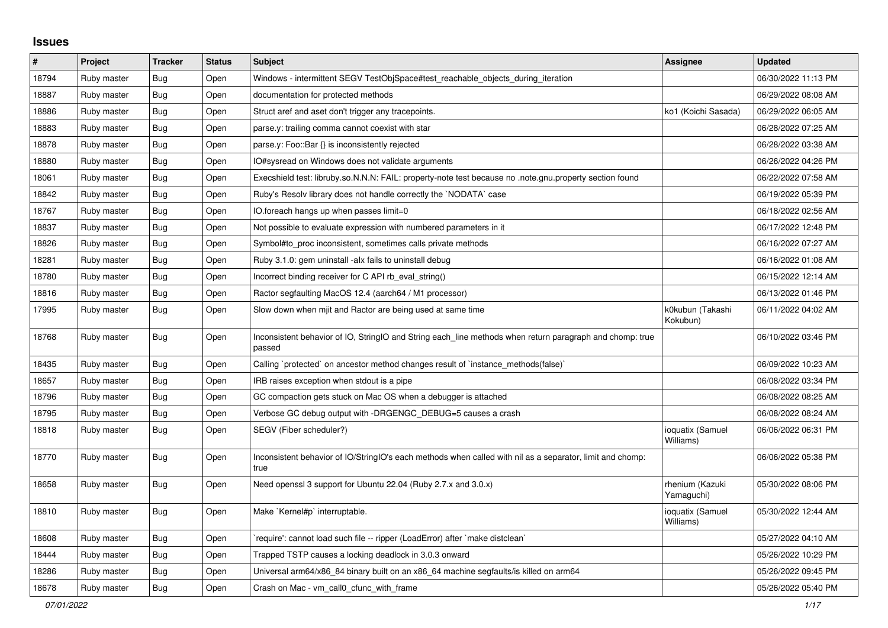# Issues

| # | Project | Tracker | Status | Subject | Assignee | Updated |
|---|---|---|---|---|---|---|
| 18794 | Ruby master | Bug | Open | Windows - intermittent SEGV TestObjSpace#test_reachable_objects_during_iteration | | 06/30/2022 11:13 PM |
| 18887 | Ruby master | Bug | Open | documentation for protected methods | | 06/29/2022 08:08 AM |
| 18886 | Ruby master | Bug | Open | Struct aref and aset don't trigger any tracepoints. | ko1 (Koichi Sasada) | 06/29/2022 06:05 AM |
| 18883 | Ruby master | Bug | Open | parse.y: trailing comma cannot coexist with star | | 06/28/2022 07:25 AM |
| 18878 | Ruby master | Bug | Open | parse.y: Foo::Bar {} is inconsistently rejected | | 06/28/2022 03:38 AM |
| 18880 | Ruby master | Bug | Open | IO#sysread on Windows does not validate arguments | | 06/26/2022 04:26 PM |
| 18061 | Ruby master | Bug | Open | Execshield test: libruby.so.N.N.N: FAIL: property-note test because no .note.gnu.property section found | | 06/22/2022 07:58 AM |
| 18842 | Ruby master | Bug | Open | Ruby's Resolv library does not handle correctly the `NODATA` case | | 06/19/2022 05:39 PM |
| 18767 | Ruby master | Bug | Open | IO.foreach hangs up when passes limit=0 | | 06/18/2022 02:56 AM |
| 18837 | Ruby master | Bug | Open | Not possible to evaluate expression with numbered parameters in it | | 06/17/2022 12:48 PM |
| 18826 | Ruby master | Bug | Open | Symbol#to_proc inconsistent, sometimes calls private methods | | 06/16/2022 07:27 AM |
| 18281 | Ruby master | Bug | Open | Ruby 3.1.0: gem uninstall -alx fails to uninstall debug | | 06/16/2022 01:08 AM |
| 18780 | Ruby master | Bug | Open | Incorrect binding receiver for C API rb_eval_string() | | 06/15/2022 12:14 AM |
| 18816 | Ruby master | Bug | Open | Ractor segfaulting MacOS 12.4 (aarch64 / M1 processor) | | 06/13/2022 01:46 PM |
| 17995 | Ruby master | Bug | Open | Slow down when mjit and Ractor are being used at same time | k0kubun (Takashi Kokubun) | 06/11/2022 04:02 AM |
| 18768 | Ruby master | Bug | Open | Inconsistent behavior of IO, StringIO and String each_line methods when return paragraph and chomp: true passed | | 06/10/2022 03:46 PM |
| 18435 | Ruby master | Bug | Open | Calling `protected` on ancestor method changes result of `instance_methods(false)` | | 06/09/2022 10:23 AM |
| 18657 | Ruby master | Bug | Open | IRB raises exception when stdout is a pipe | | 06/08/2022 03:34 PM |
| 18796 | Ruby master | Bug | Open | GC compaction gets stuck on Mac OS when a debugger is attached | | 06/08/2022 08:25 AM |
| 18795 | Ruby master | Bug | Open | Verbose GC debug output with -DRGENGC_DEBUG=5 causes a crash | | 06/08/2022 08:24 AM |
| 18818 | Ruby master | Bug | Open | SEGV (Fiber scheduler?) | ioquatix (Samuel Williams) | 06/06/2022 06:31 PM |
| 18770 | Ruby master | Bug | Open | Inconsistent behavior of IO/StringIO's each methods when called with nil as a separator, limit and chomp: true | | 06/06/2022 05:38 PM |
| 18658 | Ruby master | Bug | Open | Need openssl 3 support for Ubuntu 22.04 (Ruby 2.7.x and 3.0.x) | rhenium (Kazuki Yamaguchi) | 05/30/2022 08:06 PM |
| 18810 | Ruby master | Bug | Open | Make `Kernel#p` interruptable. | ioquatix (Samuel Williams) | 05/30/2022 12:44 AM |
| 18608 | Ruby master | Bug | Open | `require': cannot load such file -- ripper (LoadError) after `make distclean` | | 05/27/2022 04:10 AM |
| 18444 | Ruby master | Bug | Open | Trapped TSTP causes a locking deadlock in 3.0.3 onward | | 05/26/2022 10:29 PM |
| 18286 | Ruby master | Bug | Open | Universal arm64/x86_84 binary built on an x86_64 machine segfaults/is killed on arm64 | | 05/26/2022 09:45 PM |
| 18678 | Ruby master | Bug | Open | Crash on Mac - vm_call0_cfunc_with_frame | | 05/26/2022 05:40 PM |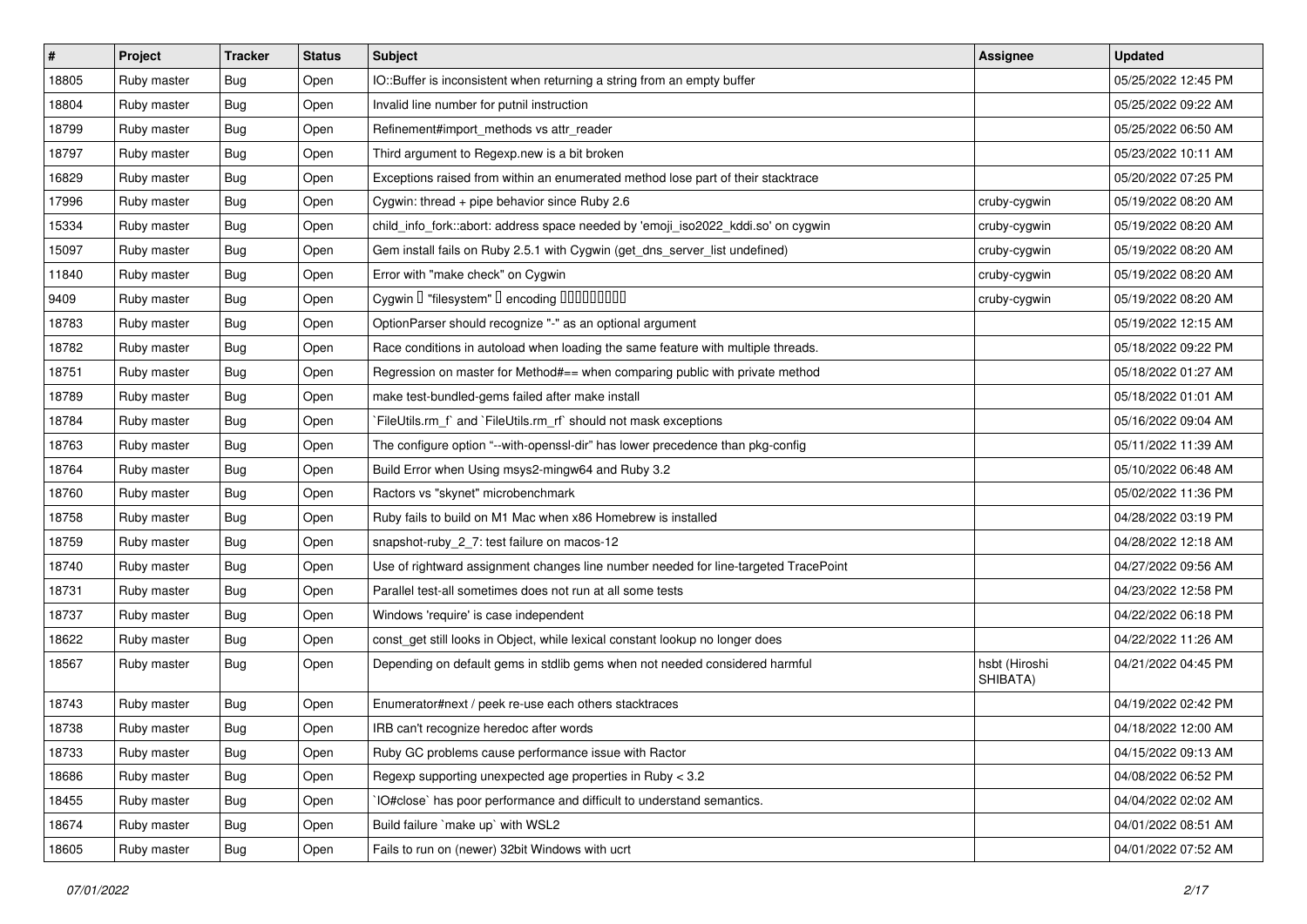| # | Project | Tracker | Status | Subject | Assignee | Updated |
|---|---|---|---|---|---|---|
| 18805 | Ruby master | Bug | Open | IO::Buffer is inconsistent when returning a string from an empty buffer | | 05/25/2022 12:45 PM |
| 18804 | Ruby master | Bug | Open | Invalid line number for putnil instruction | | 05/25/2022 09:22 AM |
| 18799 | Ruby master | Bug | Open | Refinement#import_methods vs attr_reader | | 05/25/2022 06:50 AM |
| 18797 | Ruby master | Bug | Open | Third argument to Regexp.new is a bit broken | | 05/23/2022 10:11 AM |
| 16829 | Ruby master | Bug | Open | Exceptions raised from within an enumerated method lose part of their stacktrace | | 05/20/2022 07:25 PM |
| 17996 | Ruby master | Bug | Open | Cygwin: thread + pipe behavior since Ruby 2.6 | cruby-cygwin | 05/19/2022 08:20 AM |
| 15334 | Ruby master | Bug | Open | child_info_fork::abort: address space needed by 'emoji_iso2022_kddi.so' on cygwin | cruby-cygwin | 05/19/2022 08:20 AM |
| 15097 | Ruby master | Bug | Open | Gem install fails on Ruby 2.5.1 with Cygwin (get_dns_server_list undefined) | cruby-cygwin | 05/19/2022 08:20 AM |
| 11840 | Ruby master | Bug | Open | Error with "make check" on Cygwin | cruby-cygwin | 05/19/2022 08:20 AM |
| 9409 | Ruby master | Bug | Open | Cygwin □ "filesystem" □ encoding □□□□□□□□□ | cruby-cygwin | 05/19/2022 08:20 AM |
| 18783 | Ruby master | Bug | Open | OptionParser should recognize "-" as an optional argument | | 05/19/2022 12:15 AM |
| 18782 | Ruby master | Bug | Open | Race conditions in autoload when loading the same feature with multiple threads. | | 05/18/2022 09:22 PM |
| 18751 | Ruby master | Bug | Open | Regression on master for Method#== when comparing public with private method | | 05/18/2022 01:27 AM |
| 18789 | Ruby master | Bug | Open | make test-bundled-gems failed after make install | | 05/18/2022 01:01 AM |
| 18784 | Ruby master | Bug | Open | `FileUtils.rm_f` and `FileUtils.rm_rf` should not mask exceptions | | 05/16/2022 09:04 AM |
| 18763 | Ruby master | Bug | Open | The configure option "--with-openssl-dir" has lower precedence than pkg-config | | 05/11/2022 11:39 AM |
| 18764 | Ruby master | Bug | Open | Build Error when Using msys2-mingw64 and Ruby 3.2 | | 05/10/2022 06:48 AM |
| 18760 | Ruby master | Bug | Open | Ractors vs "skynet" microbenchmark | | 05/02/2022 11:36 PM |
| 18758 | Ruby master | Bug | Open | Ruby fails to build on M1 Mac when x86 Homebrew is installed | | 04/28/2022 03:19 PM |
| 18759 | Ruby master | Bug | Open | snapshot-ruby_2_7: test failure on macos-12 | | 04/28/2022 12:18 AM |
| 18740 | Ruby master | Bug | Open | Use of rightward assignment changes line number needed for line-targeted TracePoint | | 04/27/2022 09:56 AM |
| 18731 | Ruby master | Bug | Open | Parallel test-all sometimes does not run at all some tests | | 04/23/2022 12:58 PM |
| 18737 | Ruby master | Bug | Open | Windows 'require' is case independent | | 04/22/2022 06:18 PM |
| 18622 | Ruby master | Bug | Open | const_get still looks in Object, while lexical constant lookup no longer does | | 04/22/2022 11:26 AM |
| 18567 | Ruby master | Bug | Open | Depending on default gems in stdlib gems when not needed considered harmful | hsbt (Hiroshi SHIBATA) | 04/21/2022 04:45 PM |
| 18743 | Ruby master | Bug | Open | Enumerator#next / peek re-use each others stacktraces | | 04/19/2022 02:42 PM |
| 18738 | Ruby master | Bug | Open | IRB can't recognize heredoc after words | | 04/18/2022 12:00 AM |
| 18733 | Ruby master | Bug | Open | Ruby GC problems cause performance issue with Ractor | | 04/15/2022 09:13 AM |
| 18686 | Ruby master | Bug | Open | Regexp supporting unexpected age properties in Ruby < 3.2 | | 04/08/2022 06:52 PM |
| 18455 | Ruby master | Bug | Open | `IO#close` has poor performance and difficult to understand semantics. | | 04/04/2022 02:02 AM |
| 18674 | Ruby master | Bug | Open | Build failure `make up` with WSL2 | | 04/01/2022 08:51 AM |
| 18605 | Ruby master | Bug | Open | Fails to run on (newer) 32bit Windows with ucrt | | 04/01/2022 07:52 AM |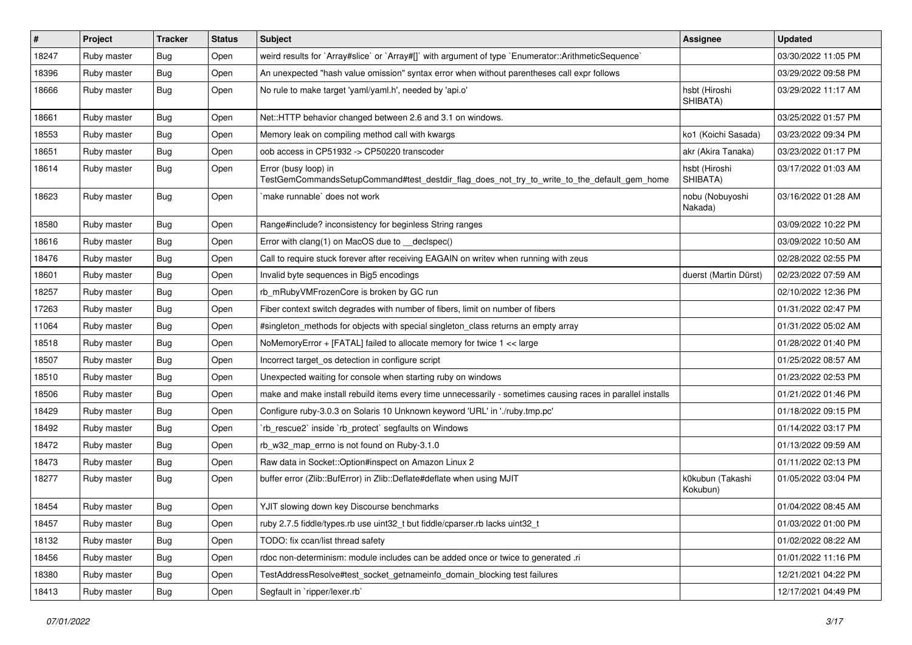| # | Project | Tracker | Status | Subject | Assignee | Updated |
|---|---|---|---|---|---|---|
| 18247 | Ruby master | Bug | Open | weird results for `Array#slice` or `Array#[]` with argument of type `Enumerator::ArithmeticSequence` | | 03/30/2022 11:05 PM |
| 18396 | Ruby master | Bug | Open | An unexpected "hash value omission" syntax error when without parentheses call expr follows | | 03/29/2022 09:58 PM |
| 18666 | Ruby master | Bug | Open | No rule to make target 'yaml/yaml.h', needed by 'api.o' | hsbt (Hiroshi SHIBATA) | 03/29/2022 11:17 AM |
| 18661 | Ruby master | Bug | Open | Net::HTTP behavior changed between 2.6 and 3.1 on windows. | | 03/25/2022 01:57 PM |
| 18553 | Ruby master | Bug | Open | Memory leak on compiling method call with kwargs | ko1 (Koichi Sasada) | 03/23/2022 09:34 PM |
| 18651 | Ruby master | Bug | Open | oob access in CP51932 -> CP50220 transcoder | akr (Akira Tanaka) | 03/23/2022 01:17 PM |
| 18614 | Ruby master | Bug | Open | Error (busy loop) in TestGemCommandsSetupCommand#test_destdir_flag_does_not_try_to_write_to_the_default_gem_home | hsbt (Hiroshi SHIBATA) | 03/17/2022 01:03 AM |
| 18623 | Ruby master | Bug | Open | `make runnable` does not work | nobu (Nobuyoshi Nakada) | 03/16/2022 01:28 AM |
| 18580 | Ruby master | Bug | Open | Range#include? inconsistency for beginless String ranges | | 03/09/2022 10:22 PM |
| 18616 | Ruby master | Bug | Open | Error with clang(1) on MacOS due to __declspec() | | 03/09/2022 10:50 AM |
| 18476 | Ruby master | Bug | Open | Call to require stuck forever after receiving EAGAIN on writev when running with zeus | | 02/28/2022 02:55 PM |
| 18601 | Ruby master | Bug | Open | Invalid byte sequences in Big5 encodings | duerst (Martin Dürst) | 02/23/2022 07:59 AM |
| 18257 | Ruby master | Bug | Open | rb_mRubyVMFrozenCore is broken by GC run | | 02/10/2022 12:36 PM |
| 17263 | Ruby master | Bug | Open | Fiber context switch degrades with number of fibers, limit on number of fibers | | 01/31/2022 02:47 PM |
| 11064 | Ruby master | Bug | Open | #singleton_methods for objects with special singleton_class returns an empty array | | 01/31/2022 05:02 AM |
| 18518 | Ruby master | Bug | Open | NoMemoryError + [FATAL] failed to allocate memory for twice 1 << large | | 01/28/2022 01:40 PM |
| 18507 | Ruby master | Bug | Open | Incorrect target_os detection in configure script | | 01/25/2022 08:57 AM |
| 18510 | Ruby master | Bug | Open | Unexpected waiting for console when starting ruby on windows | | 01/23/2022 02:53 PM |
| 18506 | Ruby master | Bug | Open | make and make install rebuild items every time unnecessarily - sometimes causing races in parallel installs | | 01/21/2022 01:46 PM |
| 18429 | Ruby master | Bug | Open | Configure ruby-3.0.3 on Solaris 10 Unknown keyword 'URL' in './ruby.tmp.pc' | | 01/18/2022 09:15 PM |
| 18492 | Ruby master | Bug | Open | `rb_rescue2` inside `rb_protect` segfaults on Windows | | 01/14/2022 03:17 PM |
| 18472 | Ruby master | Bug | Open | rb_w32_map_errno is not found on Ruby-3.1.0 | | 01/13/2022 09:59 AM |
| 18473 | Ruby master | Bug | Open | Raw data in Socket::Option#inspect on Amazon Linux 2 | | 01/11/2022 02:13 PM |
| 18277 | Ruby master | Bug | Open | buffer error (Zlib::BufError) in Zlib::Deflate#deflate when using MJIT | k0kubun (Takashi Kokubun) | 01/05/2022 03:04 PM |
| 18454 | Ruby master | Bug | Open | YJIT slowing down key Discourse benchmarks | | 01/04/2022 08:45 AM |
| 18457 | Ruby master | Bug | Open | ruby 2.7.5 fiddle/types.rb use uint32_t but fiddle/cparser.rb lacks uint32_t | | 01/03/2022 01:00 PM |
| 18132 | Ruby master | Bug | Open | TODO: fix ccan/list thread safety | | 01/02/2022 08:22 AM |
| 18456 | Ruby master | Bug | Open | rdoc non-determinism: module includes can be added once or twice to generated .ri | | 01/01/2022 11:16 PM |
| 18380 | Ruby master | Bug | Open | TestAddressResolve#test_socket_getnameinfo_domain_blocking test failures | | 12/21/2021 04:22 PM |
| 18413 | Ruby master | Bug | Open | Segfault in `ripper/lexer.rb` | | 12/17/2021 04:49 PM |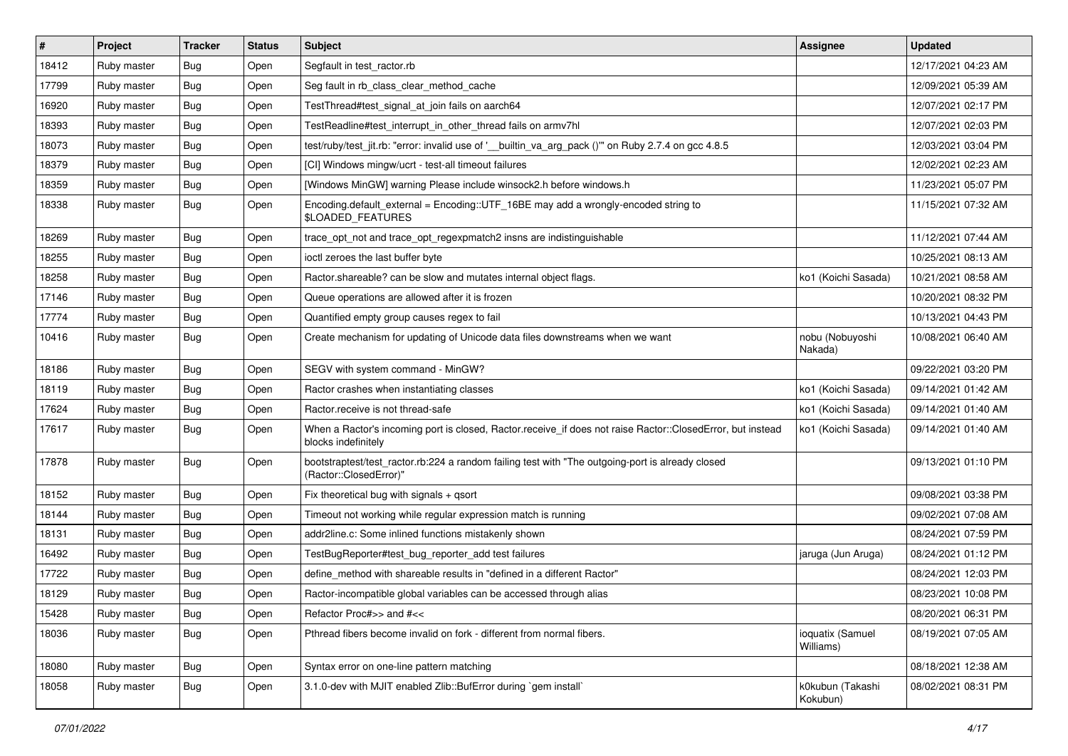| # | Project | Tracker | Status | Subject | Assignee | Updated |
|---|---|---|---|---|---|---|
| 18412 | Ruby master | Bug | Open | Segfault in test_ractor.rb | | 12/17/2021 04:23 AM |
| 17799 | Ruby master | Bug | Open | Seg fault in rb_class_clear_method_cache | | 12/09/2021 05:39 AM |
| 16920 | Ruby master | Bug | Open | TestThread#test_signal_at_join fails on aarch64 | | 12/07/2021 02:17 PM |
| 18393 | Ruby master | Bug | Open | TestReadline#test_interrupt_in_other_thread fails on armv7hl | | 12/07/2021 02:03 PM |
| 18073 | Ruby master | Bug | Open | test/ruby/test_jit.rb: "error: invalid use of '__builtin_va_arg_pack ()'" on Ruby 2.7.4 on gcc 4.8.5 | | 12/03/2021 03:04 PM |
| 18379 | Ruby master | Bug | Open | [CI] Windows mingw/ucrt - test-all timeout failures | | 12/02/2021 02:23 AM |
| 18359 | Ruby master | Bug | Open | [Windows MinGW] warning Please include winsock2.h before windows.h | | 11/23/2021 05:07 PM |
| 18338 | Ruby master | Bug | Open | Encoding.default_external = Encoding::UTF_16BE may add a wrongly-encoded string to $LOADED_FEATURES | | 11/15/2021 07:32 AM |
| 18269 | Ruby master | Bug | Open | trace_opt_not and trace_opt_regexpmatch2 insns are indistinguishable | | 11/12/2021 07:44 AM |
| 18255 | Ruby master | Bug | Open | ioctl zeroes the last buffer byte | | 10/25/2021 08:13 AM |
| 18258 | Ruby master | Bug | Open | Ractor.shareable? can be slow and mutates internal object flags. | ko1 (Koichi Sasada) | 10/21/2021 08:58 AM |
| 17146 | Ruby master | Bug | Open | Queue operations are allowed after it is frozen | | 10/20/2021 08:32 PM |
| 17774 | Ruby master | Bug | Open | Quantified empty group causes regex to fail | | 10/13/2021 04:43 PM |
| 10416 | Ruby master | Bug | Open | Create mechanism for updating of Unicode data files downstreams when we want | nobu (Nobuyoshi Nakada) | 10/08/2021 06:40 AM |
| 18186 | Ruby master | Bug | Open | SEGV with system command - MinGW? | | 09/22/2021 03:20 PM |
| 18119 | Ruby master | Bug | Open | Ractor crashes when instantiating classes | ko1 (Koichi Sasada) | 09/14/2021 01:42 AM |
| 17624 | Ruby master | Bug | Open | Ractor.receive is not thread-safe | ko1 (Koichi Sasada) | 09/14/2021 01:40 AM |
| 17617 | Ruby master | Bug | Open | When a Ractor's incoming port is closed, Ractor.receive_if does not raise Ractor::ClosedError, but instead blocks indefinitely | ko1 (Koichi Sasada) | 09/14/2021 01:40 AM |
| 17878 | Ruby master | Bug | Open | bootstraptest/test_ractor.rb:224 a random failing test with "The outgoing-port is already closed (Ractor::ClosedError)" | | 09/13/2021 01:10 PM |
| 18152 | Ruby master | Bug | Open | Fix theoretical bug with signals + qsort | | 09/08/2021 03:38 PM |
| 18144 | Ruby master | Bug | Open | Timeout not working while regular expression match is running | | 09/02/2021 07:08 AM |
| 18131 | Ruby master | Bug | Open | addr2line.c: Some inlined functions mistakenly shown | | 08/24/2021 07:59 PM |
| 16492 | Ruby master | Bug | Open | TestBugReporter#test_bug_reporter_add test failures | jaruga (Jun Aruga) | 08/24/2021 01:12 PM |
| 17722 | Ruby master | Bug | Open | define_method with shareable results in "defined in a different Ractor" | | 08/24/2021 12:03 PM |
| 18129 | Ruby master | Bug | Open | Ractor-incompatible global variables can be accessed through alias | | 08/23/2021 10:08 PM |
| 15428 | Ruby master | Bug | Open | Refactor Proc#>> and #<< | | 08/20/2021 06:31 PM |
| 18036 | Ruby master | Bug | Open | Pthread fibers become invalid on fork - different from normal fibers. | ioquatix (Samuel Williams) | 08/19/2021 07:05 AM |
| 18080 | Ruby master | Bug | Open | Syntax error on one-line pattern matching | | 08/18/2021 12:38 AM |
| 18058 | Ruby master | Bug | Open | 3.1.0-dev with MJIT enabled Zlib::BufError during `gem install` | k0kubun (Takashi Kokubun) | 08/02/2021 08:31 PM |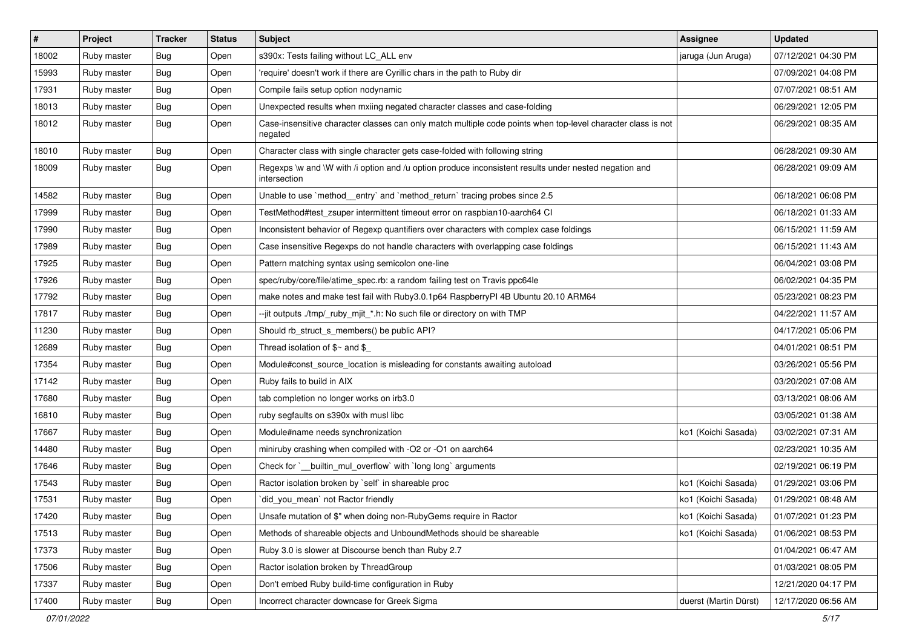| # | Project | Tracker | Status | Subject | Assignee | Updated |
|---|---|---|---|---|---|---|
| 18002 | Ruby master | Bug | Open | s390x: Tests failing without LC_ALL env | jaruga (Jun Aruga) | 07/12/2021 04:30 PM |
| 15993 | Ruby master | Bug | Open | 'require' doesn't work if there are Cyrillic chars in the path to Ruby dir | | 07/09/2021 04:08 PM |
| 17931 | Ruby master | Bug | Open | Compile fails setup option nodynamic | | 07/07/2021 08:51 AM |
| 18013 | Ruby master | Bug | Open | Unexpected results when mxiing negated character classes and case-folding | | 06/29/2021 12:05 PM |
| 18012 | Ruby master | Bug | Open | Case-insensitive character classes can only match multiple code points when top-level character class is not negated | | 06/29/2021 08:35 AM |
| 18010 | Ruby master | Bug | Open | Character class with single character gets case-folded with following string | | 06/28/2021 09:30 AM |
| 18009 | Ruby master | Bug | Open | Regexps \w and \W with /i option and /u option produce inconsistent results under nested negation and intersection | | 06/28/2021 09:09 AM |
| 14582 | Ruby master | Bug | Open | Unable to use `method__entry` and `method_return` tracing probes since 2.5 | | 06/18/2021 06:08 PM |
| 17999 | Ruby master | Bug | Open | TestMethod#test_zsuper intermittent timeout error on raspbian10-aarch64 CI | | 06/18/2021 01:33 AM |
| 17990 | Ruby master | Bug | Open | Inconsistent behavior of Regexp quantifiers over characters with complex case foldings | | 06/15/2021 11:59 AM |
| 17989 | Ruby master | Bug | Open | Case insensitive Regexps do not handle characters with overlapping case foldings | | 06/15/2021 11:43 AM |
| 17925 | Ruby master | Bug | Open | Pattern matching syntax using semicolon one-line | | 06/04/2021 03:08 PM |
| 17926 | Ruby master | Bug | Open | spec/ruby/core/file/atime_spec.rb: a random failing test on Travis ppc64le | | 06/02/2021 04:35 PM |
| 17792 | Ruby master | Bug | Open | make notes and make test fail with Ruby3.0.1p64 RaspberryPI 4B Ubuntu 20.10 ARM64 | | 05/23/2021 08:23 PM |
| 17817 | Ruby master | Bug | Open | --jit outputs ./tmp/_ruby_mjit_*.h: No such file or directory on with TMP | | 04/22/2021 11:57 AM |
| 11230 | Ruby master | Bug | Open | Should rb_struct_s_members() be public API? | | 04/17/2021 05:06 PM |
| 12689 | Ruby master | Bug | Open | Thread isolation of $~ and $_ | | 04/01/2021 08:51 PM |
| 17354 | Ruby master | Bug | Open | Module#const_source_location is misleading for constants awaiting autoload | | 03/26/2021 05:56 PM |
| 17142 | Ruby master | Bug | Open | Ruby fails to build in AIX | | 03/20/2021 07:08 AM |
| 17680 | Ruby master | Bug | Open | tab completion no longer works on irb3.0 | | 03/13/2021 08:06 AM |
| 16810 | Ruby master | Bug | Open | ruby segfaults on s390x with musl libc | | 03/05/2021 01:38 AM |
| 17667 | Ruby master | Bug | Open | Module#name needs synchronization | ko1 (Koichi Sasada) | 03/02/2021 07:31 AM |
| 14480 | Ruby master | Bug | Open | miniruby crashing when compiled with -O2 or -O1 on aarch64 | | 02/23/2021 10:35 AM |
| 17646 | Ruby master | Bug | Open | Check for `__builtin_mul_overflow` with `long long` arguments | | 02/19/2021 06:19 PM |
| 17543 | Ruby master | Bug | Open | Ractor isolation broken by `self` in shareable proc | ko1 (Koichi Sasada) | 01/29/2021 03:06 PM |
| 17531 | Ruby master | Bug | Open | `did_you_mean` not Ractor friendly | ko1 (Koichi Sasada) | 01/29/2021 08:48 AM |
| 17420 | Ruby master | Bug | Open | Unsafe mutation of $" when doing non-RubyGems require in Ractor | ko1 (Koichi Sasada) | 01/07/2021 01:23 PM |
| 17513 | Ruby master | Bug | Open | Methods of shareable objects and UnboundMethods should be shareable | ko1 (Koichi Sasada) | 01/06/2021 08:53 PM |
| 17373 | Ruby master | Bug | Open | Ruby 3.0 is slower at Discourse bench than Ruby 2.7 | | 01/04/2021 06:47 AM |
| 17506 | Ruby master | Bug | Open | Ractor isolation broken by ThreadGroup | | 01/03/2021 08:05 PM |
| 17337 | Ruby master | Bug | Open | Don't embed Ruby build-time configuration in Ruby | | 12/21/2020 04:17 PM |
| 17400 | Ruby master | Bug | Open | Incorrect character downcase for Greek Sigma | duerst (Martin Dürst) | 12/17/2020 06:56 AM |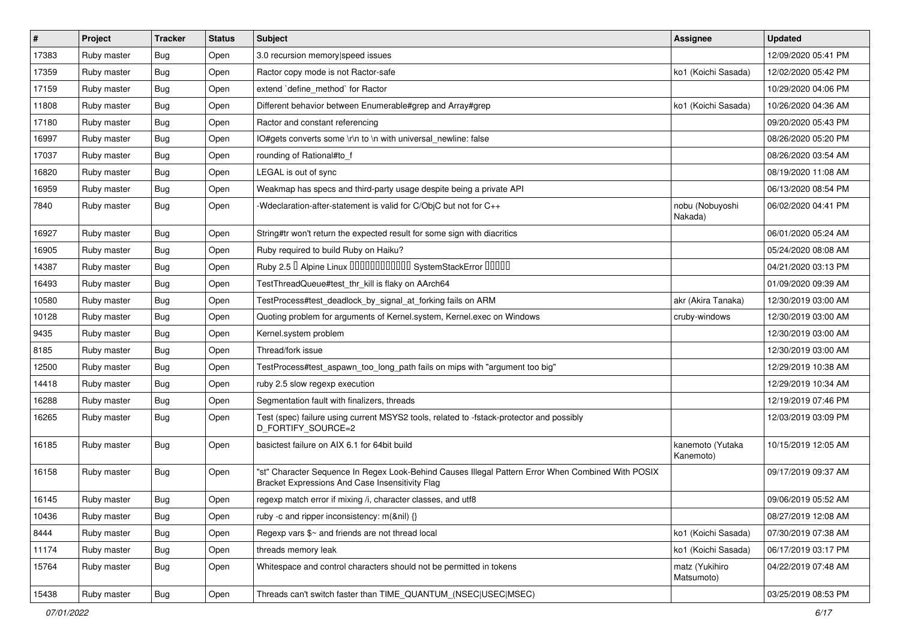| # | Project | Tracker | Status | Subject | Assignee | Updated |
|---|---|---|---|---|---|---|
| 17383 | Ruby master | Bug | Open | 3.0 recursion memory\|speed issues | | 12/09/2020 05:41 PM |
| 17359 | Ruby master | Bug | Open | Ractor copy mode is not Ractor-safe | ko1 (Koichi Sasada) | 12/02/2020 05:42 PM |
| 17159 | Ruby master | Bug | Open | extend `define_method` for Ractor | | 10/29/2020 04:06 PM |
| 11808 | Ruby master | Bug | Open | Different behavior between Enumerable#grep and Array#grep | ko1 (Koichi Sasada) | 10/26/2020 04:36 AM |
| 17180 | Ruby master | Bug | Open | Ractor and constant referencing | | 09/20/2020 05:43 PM |
| 16997 | Ruby master | Bug | Open | IO#gets converts some \r\n to \n with universal_newline: false | | 08/26/2020 05:20 PM |
| 17037 | Ruby master | Bug | Open | rounding of Rational#to_f | | 08/26/2020 03:54 AM |
| 16820 | Ruby master | Bug | Open | LEGAL is out of sync | | 08/19/2020 11:08 AM |
| 16959 | Ruby master | Bug | Open | Weakmap has specs and third-party usage despite being a private API | | 06/13/2020 08:54 PM |
| 7840 | Ruby master | Bug | Open | -Wdeclaration-after-statement is valid for C/ObjC but not for C++ | nobu (Nobuyoshi Nakada) | 06/02/2020 04:41 PM |
| 16927 | Ruby master | Bug | Open | String#tr won't return the expected result for some sign with diacritics | | 06/01/2020 05:24 AM |
| 16905 | Ruby master | Bug | Open | Ruby required to build Ruby on Haiku? | | 05/24/2020 08:08 AM |
| 14387 | Ruby master | Bug | Open | Ruby 2.5 � Alpine Linux ������������ SystemStackError ����� | | 04/21/2020 03:13 PM |
| 16493 | Ruby master | Bug | Open | TestThreadQueue#test_thr_kill is flaky on AArch64 | | 01/09/2020 09:39 AM |
| 10580 | Ruby master | Bug | Open | TestProcess#test_deadlock_by_signal_at_forking fails on ARM | akr (Akira Tanaka) | 12/30/2019 03:00 AM |
| 10128 | Ruby master | Bug | Open | Quoting problem for arguments of Kernel.system, Kernel.exec on Windows | cruby-windows | 12/30/2019 03:00 AM |
| 9435 | Ruby master | Bug | Open | Kernel.system problem | | 12/30/2019 03:00 AM |
| 8185 | Ruby master | Bug | Open | Thread/fork issue | | 12/30/2019 03:00 AM |
| 12500 | Ruby master | Bug | Open | TestProcess#test_aspawn_too_long_path fails on mips with "argument too big" | | 12/29/2019 10:38 AM |
| 14418 | Ruby master | Bug | Open | ruby 2.5 slow regexp execution | | 12/29/2019 10:34 AM |
| 16288 | Ruby master | Bug | Open | Segmentation fault with finalizers, threads | | 12/19/2019 07:46 PM |
| 16265 | Ruby master | Bug | Open | Test (spec) failure using current MSYS2 tools, related to -fstack-protector and possibly D_FORTIFY_SOURCE=2 | | 12/03/2019 03:09 PM |
| 16185 | Ruby master | Bug | Open | basictest failure on AIX 6.1 for 64bit build | kanemoto (Yutaka Kanemoto) | 10/15/2019 12:05 AM |
| 16158 | Ruby master | Bug | Open | "st" Character Sequence In Regex Look-Behind Causes Illegal Pattern Error When Combined With POSIX Bracket Expressions And Case Insensitivity Flag | | 09/17/2019 09:37 AM |
| 16145 | Ruby master | Bug | Open | regexp match error if mixing /i, character classes, and utf8 | | 09/06/2019 05:52 AM |
| 10436 | Ruby master | Bug | Open | ruby -c and ripper inconsistency: m(&nil) {} | | 08/27/2019 12:08 AM |
| 8444 | Ruby master | Bug | Open | Regexp vars $~ and friends are not thread local | ko1 (Koichi Sasada) | 07/30/2019 07:38 AM |
| 11174 | Ruby master | Bug | Open | threads memory leak | ko1 (Koichi Sasada) | 06/17/2019 03:17 PM |
| 15764 | Ruby master | Bug | Open | Whitespace and control characters should not be permitted in tokens | matz (Yukihiro Matsumoto) | 04/22/2019 07:48 AM |
| 15438 | Ruby master | Bug | Open | Threads can't switch faster than TIME_QUANTUM_(NSEC\|USEC\|MSEC) | | 03/25/2019 08:53 PM |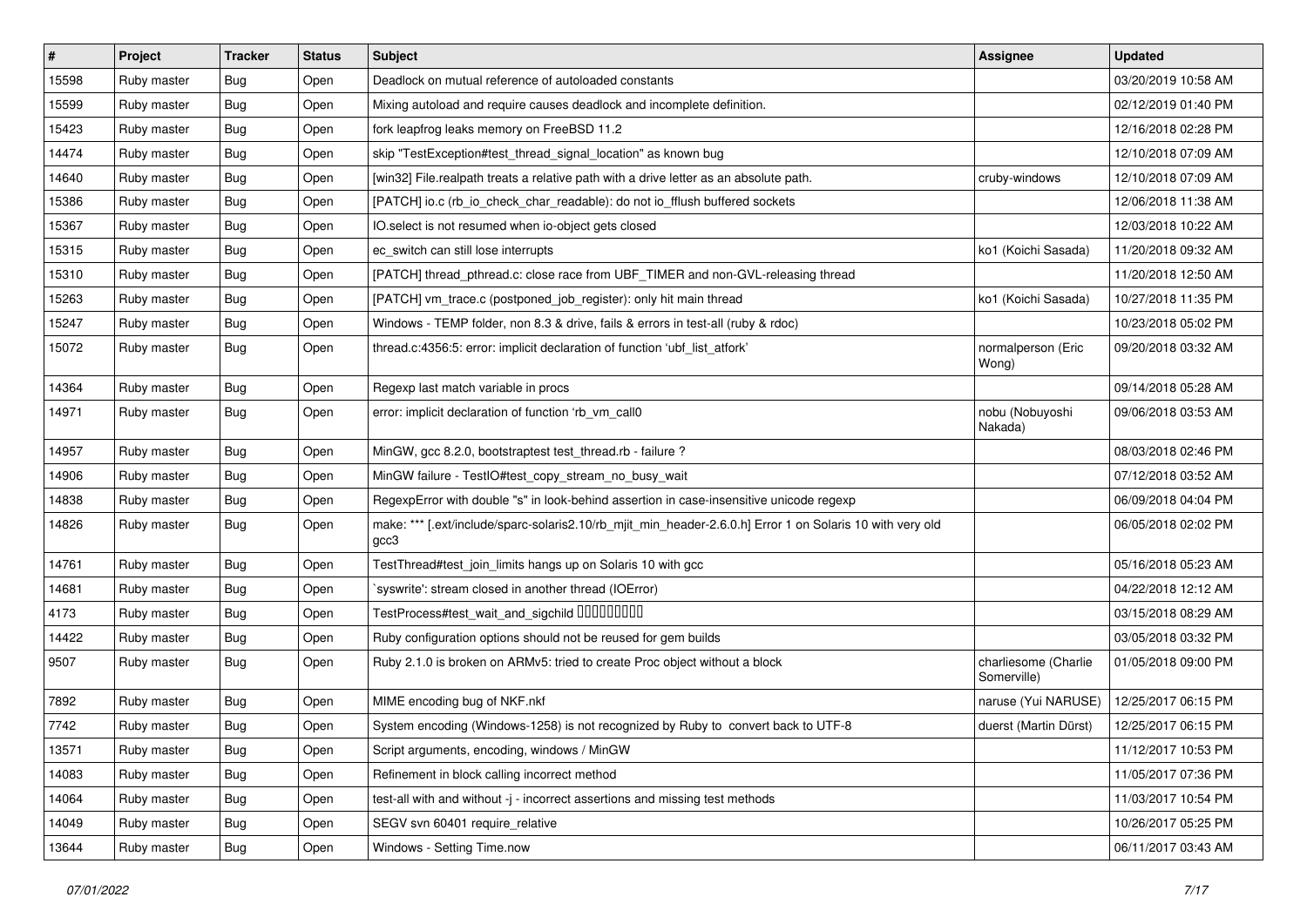| # | Project | Tracker | Status | Subject | Assignee | Updated |
|---|---|---|---|---|---|---|
| 15598 | Ruby master | Bug | Open | Deadlock on mutual reference of autoloaded constants | | 03/20/2019 10:58 AM |
| 15599 | Ruby master | Bug | Open | Mixing autoload and require causes deadlock and incomplete definition. | | 02/12/2019 01:40 PM |
| 15423 | Ruby master | Bug | Open | fork leapfrog leaks memory on FreeBSD 11.2 | | 12/16/2018 02:28 PM |
| 14474 | Ruby master | Bug | Open | skip "TestException#test_thread_signal_location" as known bug | | 12/10/2018 07:09 AM |
| 14640 | Ruby master | Bug | Open | [win32] File.realpath treats a relative path with a drive letter as an absolute path. | cruby-windows | 12/10/2018 07:09 AM |
| 15386 | Ruby master | Bug | Open | [PATCH] io.c (rb_io_check_char_readable): do not io_fflush buffered sockets | | 12/06/2018 11:38 AM |
| 15367 | Ruby master | Bug | Open | IO.select is not resumed when io-object gets closed | | 12/03/2018 10:22 AM |
| 15315 | Ruby master | Bug | Open | ec_switch can still lose interrupts | ko1 (Koichi Sasada) | 11/20/2018 09:32 AM |
| 15310 | Ruby master | Bug | Open | [PATCH] thread_pthread.c: close race from UBF_TIMER and non-GVL-releasing thread | | 11/20/2018 12:50 AM |
| 15263 | Ruby master | Bug | Open | [PATCH] vm_trace.c (postponed_job_register): only hit main thread | ko1 (Koichi Sasada) | 10/27/2018 11:35 PM |
| 15247 | Ruby master | Bug | Open | Windows - TEMP folder, non 8.3 & drive, fails & errors in test-all (ruby & rdoc) | | 10/23/2018 05:02 PM |
| 15072 | Ruby master | Bug | Open | thread.c:4356:5: error: implicit declaration of function 'ubf_list_atfork' | normalperson (Eric Wong) | 09/20/2018 03:32 AM |
| 14364 | Ruby master | Bug | Open | Regexp last match variable in procs | | 09/14/2018 05:28 AM |
| 14971 | Ruby master | Bug | Open | error: implicit declaration of function 'rb_vm_call0 | nobu (Nobuyoshi Nakada) | 09/06/2018 03:53 AM |
| 14957 | Ruby master | Bug | Open | MinGW, gcc 8.2.0, bootstraptest test_thread.rb - failure ? | | 08/03/2018 02:46 PM |
| 14906 | Ruby master | Bug | Open | MinGW failure - TestIO#test_copy_stream_no_busy_wait | | 07/12/2018 03:52 AM |
| 14838 | Ruby master | Bug | Open | RegexpError with double "s" in look-behind assertion in case-insensitive unicode regexp | | 06/09/2018 04:04 PM |
| 14826 | Ruby master | Bug | Open | make: *** [.ext/include/sparc-solaris2.10/rb_mjit_min_header-2.6.0.h] Error 1 on Solaris 10 with very old gcc3 | | 06/05/2018 02:02 PM |
| 14761 | Ruby master | Bug | Open | TestThread#test_join_limits hangs up on Solaris 10 with gcc | | 05/16/2018 05:23 AM |
| 14681 | Ruby master | Bug | Open | `syswrite': stream closed in another thread (IOError) | | 04/22/2018 12:12 AM |
| 4173 | Ruby master | Bug | Open | TestProcess#test_wait_and_sigchild ���������� | | 03/15/2018 08:29 AM |
| 14422 | Ruby master | Bug | Open | Ruby configuration options should not be reused for gem builds | | 03/05/2018 03:32 PM |
| 9507 | Ruby master | Bug | Open | Ruby 2.1.0 is broken on ARMv5: tried to create Proc object without a block | charliesome (Charlie Somerville) | 01/05/2018 09:00 PM |
| 7892 | Ruby master | Bug | Open | MIME encoding bug of NKF.nkf | naruse (Yui NARUSE) | 12/25/2017 06:15 PM |
| 7742 | Ruby master | Bug | Open | System encoding (Windows-1258) is not recognized by Ruby to convert back to UTF-8 | duerst (Martin Dürst) | 12/25/2017 06:15 PM |
| 13571 | Ruby master | Bug | Open | Script arguments, encoding, windows / MinGW | | 11/12/2017 10:53 PM |
| 14083 | Ruby master | Bug | Open | Refinement in block calling incorrect method | | 11/05/2017 07:36 PM |
| 14064 | Ruby master | Bug | Open | test-all with and without -j - incorrect assertions and missing test methods | | 11/03/2017 10:54 PM |
| 14049 | Ruby master | Bug | Open | SEGV svn 60401 require_relative | | 10/26/2017 05:25 PM |
| 13644 | Ruby master | Bug | Open | Windows - Setting Time.now | | 06/11/2017 03:43 AM |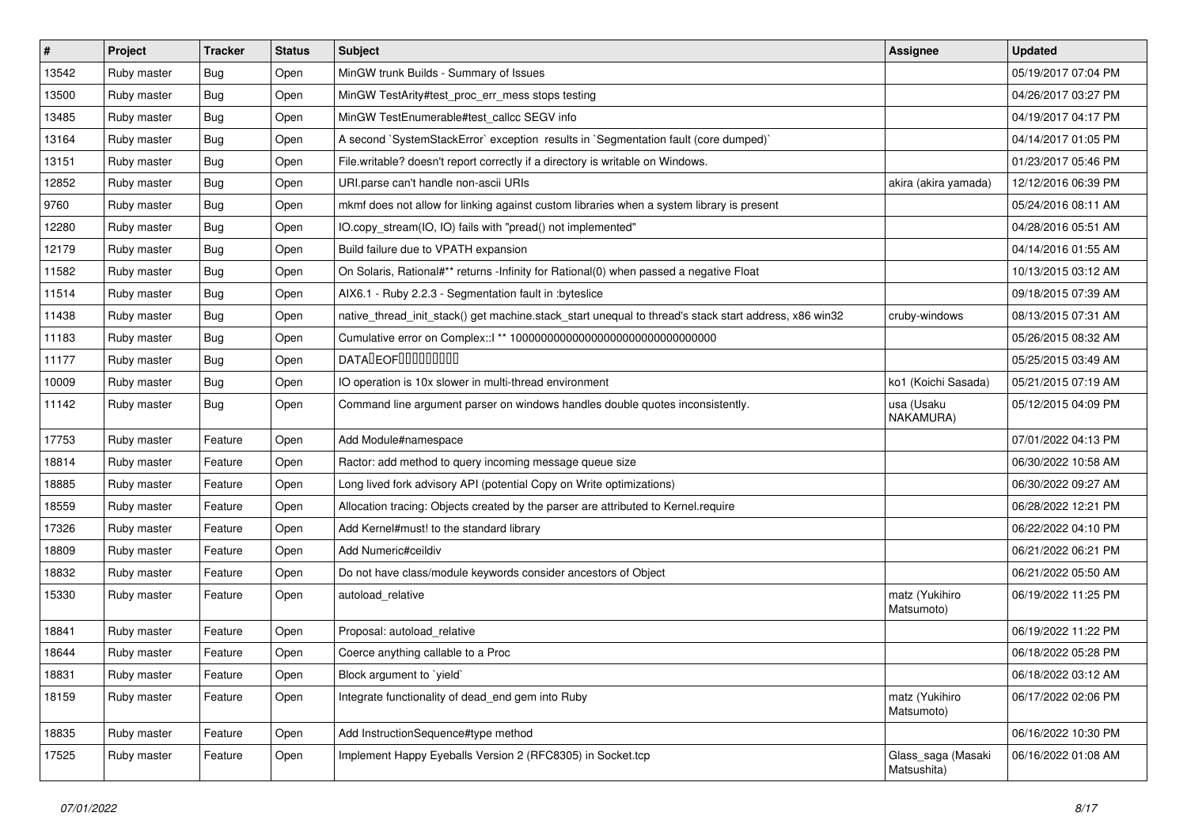| # | Project | Tracker | Status | Subject | Assignee | Updated |
|---|---|---|---|---|---|---|
| 13542 | Ruby master | Bug | Open | MinGW trunk Builds - Summary of Issues | | 05/19/2017 07:04 PM |
| 13500 | Ruby master | Bug | Open | MinGW TestArity#test_proc_err_mess stops testing | | 04/26/2017 03:27 PM |
| 13485 | Ruby master | Bug | Open | MinGW TestEnumerable#test_callcc SEGV info | | 04/19/2017 04:17 PM |
| 13164 | Ruby master | Bug | Open | A second `SystemStackError` exception results in `Segmentation fault (core dumped)` | | 04/14/2017 01:05 PM |
| 13151 | Ruby master | Bug | Open | File.writable? doesn't report correctly if a directory is writable on Windows. | | 01/23/2017 05:46 PM |
| 12852 | Ruby master | Bug | Open | URI.parse can't handle non-ascii URIs | akira (akira yamada) | 12/12/2016 06:39 PM |
| 9760 | Ruby master | Bug | Open | mkmf does not allow for linking against custom libraries when a system library is present | | 05/24/2016 08:11 AM |
| 12280 | Ruby master | Bug | Open | IO.copy_stream(IO, IO) fails with "pread() not implemented" | | 04/28/2016 05:51 AM |
| 12179 | Ruby master | Bug | Open | Build failure due to VPATH expansion | | 04/14/2016 01:55 AM |
| 11582 | Ruby master | Bug | Open | On Solaris, Rational#** returns -Infinity for Rational(0) when passed a negative Float | | 10/13/2015 03:12 AM |
| 11514 | Ruby master | Bug | Open | AIX6.1 - Ruby 2.2.3 - Segmentation fault in :byteslice | | 09/18/2015 07:39 AM |
| 11438 | Ruby master | Bug | Open | native_thread_init_stack() get machine.stack_start unequal to thread's stack start address, x86 win32 | cruby-windows | 08/13/2015 07:31 AM |
| 11183 | Ruby master | Bug | Open | Cumulative error on Complex::I ** 100000000000000000000000000000000 | | 05/26/2015 08:32 AM |
| 11177 | Ruby master | Bug | Open | DATA�EOF���������� | | 05/25/2015 03:49 AM |
| 10009 | Ruby master | Bug | Open | IO operation is 10x slower in multi-thread environment | ko1 (Koichi Sasada) | 05/21/2015 07:19 AM |
| 11142 | Ruby master | Bug | Open | Command line argument parser on windows handles double quotes inconsistently. | usa (Usaku NAKAMURA) | 05/12/2015 04:09 PM |
| 17753 | Ruby master | Feature | Open | Add Module#namespace | | 07/01/2022 04:13 PM |
| 18814 | Ruby master | Feature | Open | Ractor: add method to query incoming message queue size | | 06/30/2022 10:58 AM |
| 18885 | Ruby master | Feature | Open | Long lived fork advisory API (potential Copy on Write optimizations) | | 06/30/2022 09:27 AM |
| 18559 | Ruby master | Feature | Open | Allocation tracing: Objects created by the parser are attributed to Kernel.require | | 06/28/2022 12:21 PM |
| 17326 | Ruby master | Feature | Open | Add Kernel#must! to the standard library | | 06/22/2022 04:10 PM |
| 18809 | Ruby master | Feature | Open | Add Numeric#ceildiv | | 06/21/2022 06:21 PM |
| 18832 | Ruby master | Feature | Open | Do not have class/module keywords consider ancestors of Object | | 06/21/2022 05:50 AM |
| 15330 | Ruby master | Feature | Open | autoload_relative | matz (Yukihiro Matsumoto) | 06/19/2022 11:25 PM |
| 18841 | Ruby master | Feature | Open | Proposal: autoload_relative | | 06/19/2022 11:22 PM |
| 18644 | Ruby master | Feature | Open | Coerce anything callable to a Proc | | 06/18/2022 05:28 PM |
| 18831 | Ruby master | Feature | Open | Block argument to `yield` | | 06/18/2022 03:12 AM |
| 18159 | Ruby master | Feature | Open | Integrate functionality of dead_end gem into Ruby | matz (Yukihiro Matsumoto) | 06/17/2022 02:06 PM |
| 18835 | Ruby master | Feature | Open | Add InstructionSequence#type method | | 06/16/2022 10:30 PM |
| 17525 | Ruby master | Feature | Open | Implement Happy Eyeballs Version 2 (RFC8305) in Socket.tcp | Glass_saga (Masaki Matsushita) | 06/16/2022 01:08 AM |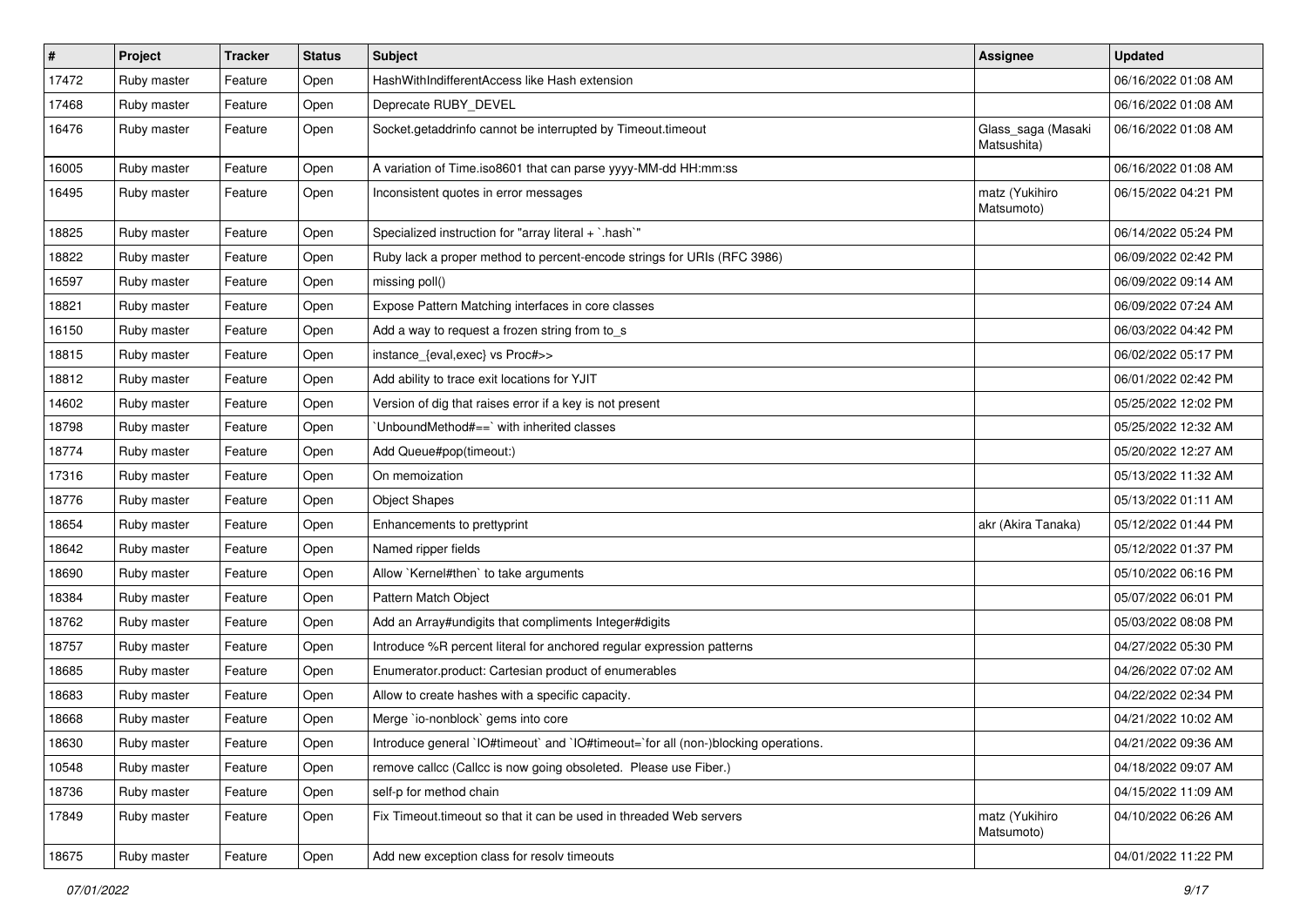| # | Project | Tracker | Status | Subject | Assignee | Updated |
|---|---|---|---|---|---|---|
| 17472 | Ruby master | Feature | Open | HashWithIndifferentAccess like Hash extension | | 06/16/2022 01:08 AM |
| 17468 | Ruby master | Feature | Open | Deprecate RUBY_DEVEL | | 06/16/2022 01:08 AM |
| 16476 | Ruby master | Feature | Open | Socket.getaddrinfo cannot be interrupted by Timeout.timeout | Glass_saga (Masaki Matsushita) | 06/16/2022 01:08 AM |
| 16005 | Ruby master | Feature | Open | A variation of Time.iso8601 that can parse yyyy-MM-dd HH:mm:ss | | 06/16/2022 01:08 AM |
| 16495 | Ruby master | Feature | Open | Inconsistent quotes in error messages | matz (Yukihiro Matsumoto) | 06/15/2022 04:21 PM |
| 18825 | Ruby master | Feature | Open | Specialized instruction for "array literal + `.hash`" | | 06/14/2022 05:24 PM |
| 18822 | Ruby master | Feature | Open | Ruby lack a proper method to percent-encode strings for URIs (RFC 3986) | | 06/09/2022 02:42 PM |
| 16597 | Ruby master | Feature | Open | missing poll() | | 06/09/2022 09:14 AM |
| 18821 | Ruby master | Feature | Open | Expose Pattern Matching interfaces in core classes | | 06/09/2022 07:24 AM |
| 16150 | Ruby master | Feature | Open | Add a way to request a frozen string from to_s | | 06/03/2022 04:42 PM |
| 18815 | Ruby master | Feature | Open | instance_{eval,exec} vs Proc#>> | | 06/02/2022 05:17 PM |
| 18812 | Ruby master | Feature | Open | Add ability to trace exit locations for YJIT | | 06/01/2022 02:42 PM |
| 14602 | Ruby master | Feature | Open | Version of dig that raises error if a key is not present | | 05/25/2022 12:02 PM |
| 18798 | Ruby master | Feature | Open | `UnboundMethod#==` with inherited classes | | 05/25/2022 12:32 AM |
| 18774 | Ruby master | Feature | Open | Add Queue#pop(timeout:) | | 05/20/2022 12:27 AM |
| 17316 | Ruby master | Feature | Open | On memoization | | 05/13/2022 11:32 AM |
| 18776 | Ruby master | Feature | Open | Object Shapes | | 05/13/2022 01:11 AM |
| 18654 | Ruby master | Feature | Open | Enhancements to prettyprint | akr (Akira Tanaka) | 05/12/2022 01:44 PM |
| 18642 | Ruby master | Feature | Open | Named ripper fields | | 05/12/2022 01:37 PM |
| 18690 | Ruby master | Feature | Open | Allow `Kernel#then` to take arguments | | 05/10/2022 06:16 PM |
| 18384 | Ruby master | Feature | Open | Pattern Match Object | | 05/07/2022 06:01 PM |
| 18762 | Ruby master | Feature | Open | Add an Array#undigits that compliments Integer#digits | | 05/03/2022 08:08 PM |
| 18757 | Ruby master | Feature | Open | Introduce %R percent literal for anchored regular expression patterns | | 04/27/2022 05:30 PM |
| 18685 | Ruby master | Feature | Open | Enumerator.product: Cartesian product of enumerables | | 04/26/2022 07:02 AM |
| 18683 | Ruby master | Feature | Open | Allow to create hashes with a specific capacity. | | 04/22/2022 02:34 PM |
| 18668 | Ruby master | Feature | Open | Merge `io-nonblock` gems into core | | 04/21/2022 10:02 AM |
| 18630 | Ruby master | Feature | Open | Introduce general `IO#timeout` and `IO#timeout=`for all (non-)blocking operations. | | 04/21/2022 09:36 AM |
| 10548 | Ruby master | Feature | Open | remove callcc (Callcc is now going obsoleted. Please use Fiber.) | | 04/18/2022 09:07 AM |
| 18736 | Ruby master | Feature | Open | self-p for method chain | | 04/15/2022 11:09 AM |
| 17849 | Ruby master | Feature | Open | Fix Timeout.timeout so that it can be used in threaded Web servers | matz (Yukihiro Matsumoto) | 04/10/2022 06:26 AM |
| 18675 | Ruby master | Feature | Open | Add new exception class for resolv timeouts | | 04/01/2022 11:22 PM |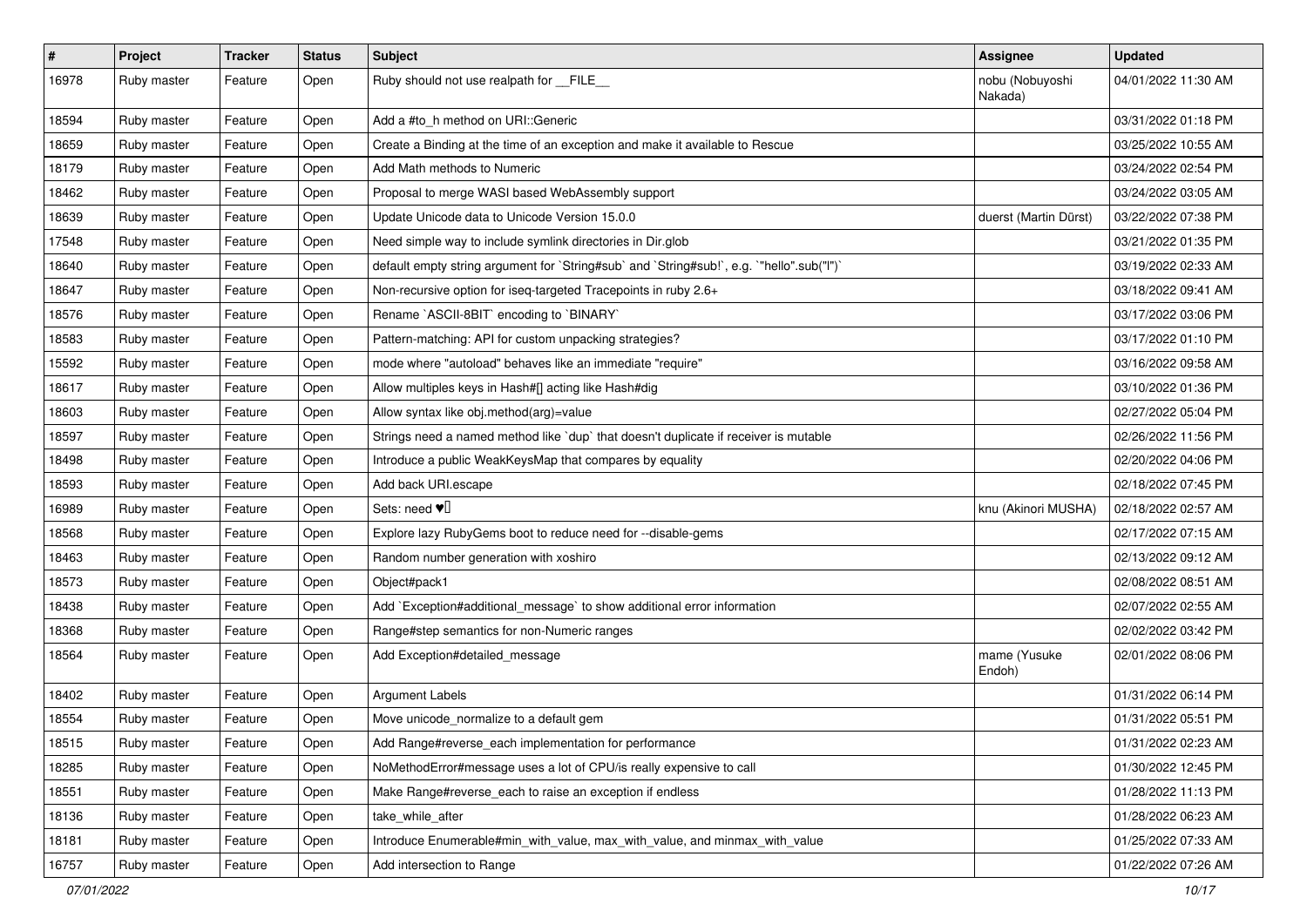| # | Project | Tracker | Status | Subject | Assignee | Updated |
|---|---|---|---|---|---|---|
| 16978 | Ruby master | Feature | Open | Ruby should not use realpath for __FILE__ | nobu (Nobuyoshi Nakada) | 04/01/2022 11:30 AM |
| 18594 | Ruby master | Feature | Open | Add a #to_h method on URI::Generic | | 03/31/2022 01:18 PM |
| 18659 | Ruby master | Feature | Open | Create a Binding at the time of an exception and make it available to Rescue | | 03/25/2022 10:55 AM |
| 18179 | Ruby master | Feature | Open | Add Math methods to Numeric | | 03/24/2022 02:54 PM |
| 18462 | Ruby master | Feature | Open | Proposal to merge WASI based WebAssembly support | | 03/24/2022 03:05 AM |
| 18639 | Ruby master | Feature | Open | Update Unicode data to Unicode Version 15.0.0 | duerst (Martin Dürst) | 03/22/2022 07:38 PM |
| 17548 | Ruby master | Feature | Open | Need simple way to include symlink directories in Dir.glob | | 03/21/2022 01:35 PM |
| 18640 | Ruby master | Feature | Open | default empty string argument for `String#sub` and `String#sub!`, e.g. `"hello".sub("l")` | | 03/19/2022 02:33 AM |
| 18647 | Ruby master | Feature | Open | Non-recursive option for iseq-targeted Tracepoints in ruby 2.6+ | | 03/18/2022 09:41 AM |
| 18576 | Ruby master | Feature | Open | Rename `ASCII-8BIT` encoding to `BINARY` | | 03/17/2022 03:06 PM |
| 18583 | Ruby master | Feature | Open | Pattern-matching: API for custom unpacking strategies? | | 03/17/2022 01:10 PM |
| 15592 | Ruby master | Feature | Open | mode where "autoload" behaves like an immediate "require" | | 03/16/2022 09:58 AM |
| 18617 | Ruby master | Feature | Open | Allow multiples keys in Hash#[] acting like Hash#dig | | 03/10/2022 01:36 PM |
| 18603 | Ruby master | Feature | Open | Allow syntax like obj.method(arg)=value | | 02/27/2022 05:04 PM |
| 18597 | Ruby master | Feature | Open | Strings need a named method like `dup` that doesn't duplicate if receiver is mutable | | 02/26/2022 11:56 PM |
| 18498 | Ruby master | Feature | Open | Introduce a public WeakKeysMap that compares by equality | | 02/20/2022 04:06 PM |
| 18593 | Ruby master | Feature | Open | Add back URI.escape | | 02/18/2022 07:45 PM |
| 16989 | Ruby master | Feature | Open | Sets: need ♥️ | knu (Akinori MUSHA) | 02/18/2022 02:57 AM |
| 18568 | Ruby master | Feature | Open | Explore lazy RubyGems boot to reduce need for --disable-gems | | 02/17/2022 07:15 AM |
| 18463 | Ruby master | Feature | Open | Random number generation with xoshiro | | 02/13/2022 09:12 AM |
| 18573 | Ruby master | Feature | Open | Object#pack1 | | 02/08/2022 08:51 AM |
| 18438 | Ruby master | Feature | Open | Add `Exception#additional_message` to show additional error information | | 02/07/2022 02:55 AM |
| 18368 | Ruby master | Feature | Open | Range#step semantics for non-Numeric ranges | | 02/02/2022 03:42 PM |
| 18564 | Ruby master | Feature | Open | Add Exception#detailed_message | mame (Yusuke Endoh) | 02/01/2022 08:06 PM |
| 18402 | Ruby master | Feature | Open | Argument Labels | | 01/31/2022 06:14 PM |
| 18554 | Ruby master | Feature | Open | Move unicode_normalize to a default gem | | 01/31/2022 05:51 PM |
| 18515 | Ruby master | Feature | Open | Add Range#reverse_each implementation for performance | | 01/31/2022 02:23 AM |
| 18285 | Ruby master | Feature | Open | NoMethodError#message uses a lot of CPU/is really expensive to call | | 01/30/2022 12:45 PM |
| 18551 | Ruby master | Feature | Open | Make Range#reverse_each to raise an exception if endless | | 01/28/2022 11:13 PM |
| 18136 | Ruby master | Feature | Open | take_while_after | | 01/28/2022 06:23 AM |
| 18181 | Ruby master | Feature | Open | Introduce Enumerable#min_with_value, max_with_value, and minmax_with_value | | 01/25/2022 07:33 AM |
| 16757 | Ruby master | Feature | Open | Add intersection to Range | | 01/22/2022 07:26 AM |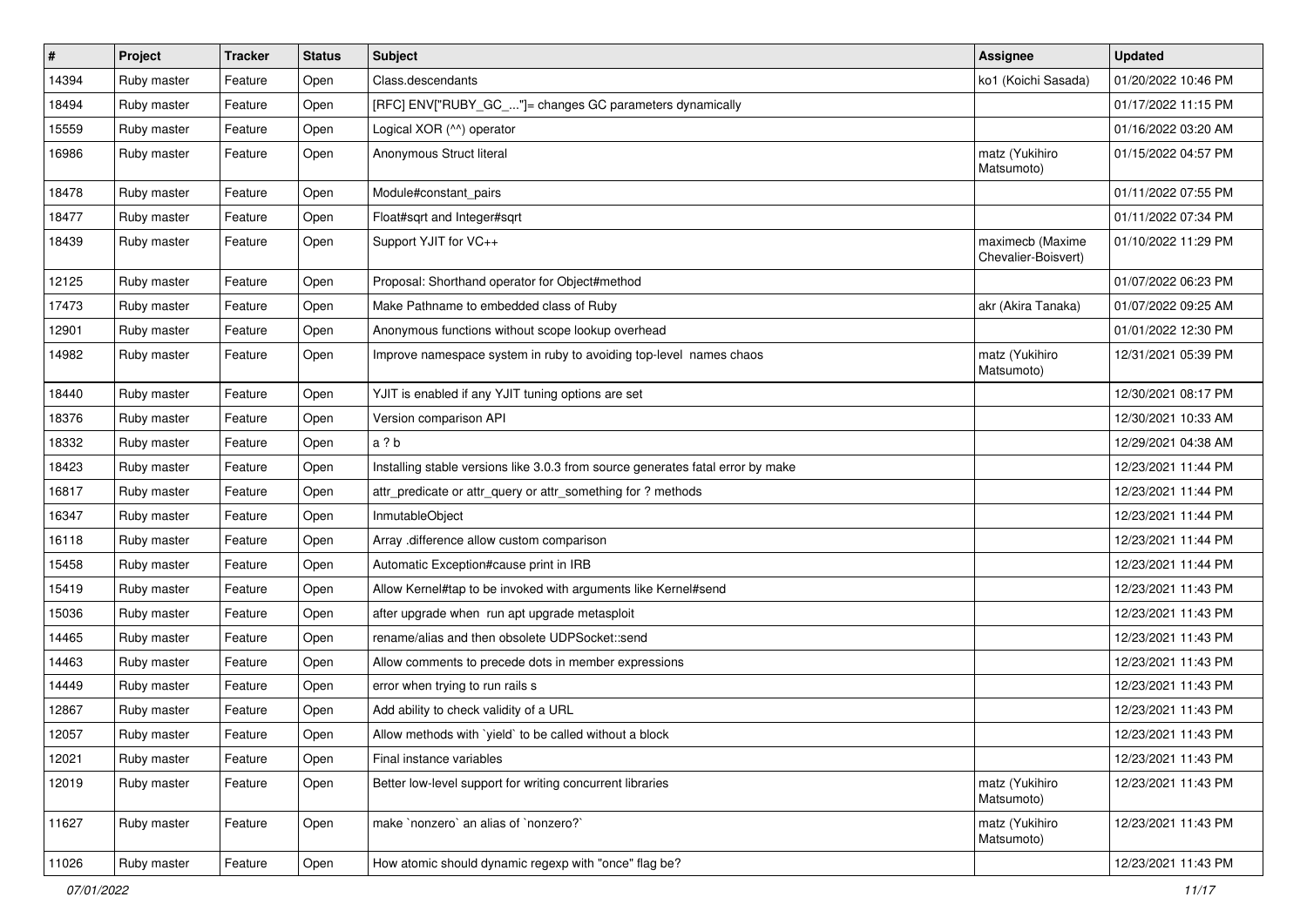| # | Project | Tracker | Status | Subject | Assignee | Updated |
|---|---|---|---|---|---|---|
| 14394 | Ruby master | Feature | Open | Class.descendants | ko1 (Koichi Sasada) | 01/20/2022 10:46 PM |
| 18494 | Ruby master | Feature | Open | [RFC] ENV["RUBY_GC_..."]= changes GC parameters dynamically | | 01/17/2022 11:15 PM |
| 15559 | Ruby master | Feature | Open | Logical XOR (^^) operator | | 01/16/2022 03:20 AM |
| 16986 | Ruby master | Feature | Open | Anonymous Struct literal | matz (Yukihiro Matsumoto) | 01/15/2022 04:57 PM |
| 18478 | Ruby master | Feature | Open | Module#constant_pairs | | 01/11/2022 07:55 PM |
| 18477 | Ruby master | Feature | Open | Float#sqrt and Integer#sqrt | | 01/11/2022 07:34 PM |
| 18439 | Ruby master | Feature | Open | Support YJIT for VC++ | maximecb (Maxime Chevalier-Boisvert) | 01/10/2022 11:29 PM |
| 12125 | Ruby master | Feature | Open | Proposal: Shorthand operator for Object#method | | 01/07/2022 06:23 PM |
| 17473 | Ruby master | Feature | Open | Make Pathname to embedded class of Ruby | akr (Akira Tanaka) | 01/07/2022 09:25 AM |
| 12901 | Ruby master | Feature | Open | Anonymous functions without scope lookup overhead | | 01/01/2022 12:30 PM |
| 14982 | Ruby master | Feature | Open | Improve namespace system in ruby to avoiding top-level names chaos | matz (Yukihiro Matsumoto) | 12/31/2021 05:39 PM |
| 18440 | Ruby master | Feature | Open | YJIT is enabled if any YJIT tuning options are set | | 12/30/2021 08:17 PM |
| 18376 | Ruby master | Feature | Open | Version comparison API | | 12/30/2021 10:33 AM |
| 18332 | Ruby master | Feature | Open | a ? b | | 12/29/2021 04:38 AM |
| 18423 | Ruby master | Feature | Open | Installing stable versions like 3.0.3 from source generates fatal error by make | | 12/23/2021 11:44 PM |
| 16817 | Ruby master | Feature | Open | attr_predicate or attr_query or attr_something for ? methods | | 12/23/2021 11:44 PM |
| 16347 | Ruby master | Feature | Open | InmutableObject | | 12/23/2021 11:44 PM |
| 16118 | Ruby master | Feature | Open | Array .difference allow custom comparison | | 12/23/2021 11:44 PM |
| 15458 | Ruby master | Feature | Open | Automatic Exception#cause print in IRB | | 12/23/2021 11:44 PM |
| 15419 | Ruby master | Feature | Open | Allow Kernel#tap to be invoked with arguments like Kernel#send | | 12/23/2021 11:43 PM |
| 15036 | Ruby master | Feature | Open | after upgrade when run apt upgrade metasploit | | 12/23/2021 11:43 PM |
| 14465 | Ruby master | Feature | Open | rename/alias and then obsolete UDPSocket::send | | 12/23/2021 11:43 PM |
| 14463 | Ruby master | Feature | Open | Allow comments to precede dots in member expressions | | 12/23/2021 11:43 PM |
| 14449 | Ruby master | Feature | Open | error when trying to run rails s | | 12/23/2021 11:43 PM |
| 12867 | Ruby master | Feature | Open | Add ability to check validity of a URL | | 12/23/2021 11:43 PM |
| 12057 | Ruby master | Feature | Open | Allow methods with `yield` to be called without a block | | 12/23/2021 11:43 PM |
| 12021 | Ruby master | Feature | Open | Final instance variables | | 12/23/2021 11:43 PM |
| 12019 | Ruby master | Feature | Open | Better low-level support for writing concurrent libraries | matz (Yukihiro Matsumoto) | 12/23/2021 11:43 PM |
| 11627 | Ruby master | Feature | Open | make `nonzero` an alias of `nonzero?` | matz (Yukihiro Matsumoto) | 12/23/2021 11:43 PM |
| 11026 | Ruby master | Feature | Open | How atomic should dynamic regexp with "once" flag be? | | 12/23/2021 11:43 PM |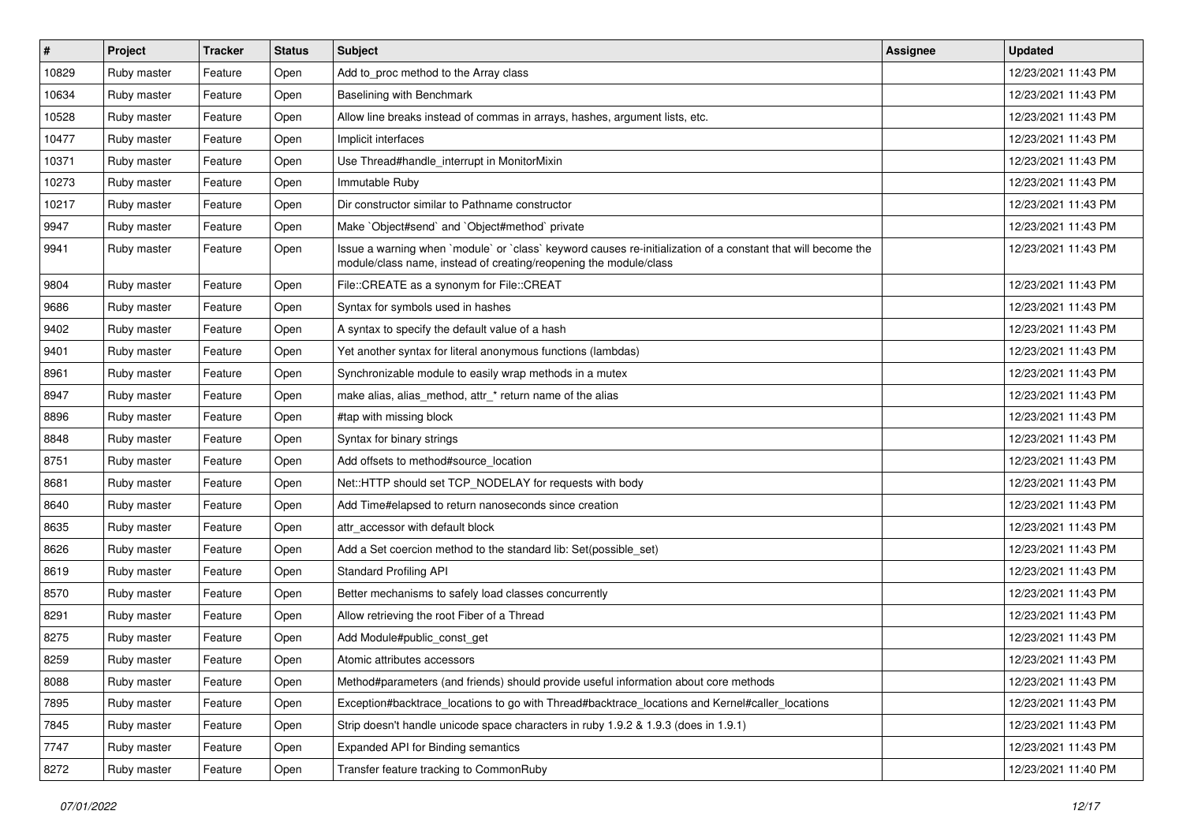| # | Project | Tracker | Status | Subject | Assignee | Updated |
|---|---|---|---|---|---|---|
| 10829 | Ruby master | Feature | Open | Add to_proc method to the Array class | | 12/23/2021 11:43 PM |
| 10634 | Ruby master | Feature | Open | Baselining with Benchmark | | 12/23/2021 11:43 PM |
| 10528 | Ruby master | Feature | Open | Allow line breaks instead of commas in arrays, hashes, argument lists, etc. | | 12/23/2021 11:43 PM |
| 10477 | Ruby master | Feature | Open | Implicit interfaces | | 12/23/2021 11:43 PM |
| 10371 | Ruby master | Feature | Open | Use Thread#handle_interrupt in MonitorMixin | | 12/23/2021 11:43 PM |
| 10273 | Ruby master | Feature | Open | Immutable Ruby | | 12/23/2021 11:43 PM |
| 10217 | Ruby master | Feature | Open | Dir constructor similar to Pathname constructor | | 12/23/2021 11:43 PM |
| 9947 | Ruby master | Feature | Open | Make `Object#send` and `Object#method` private | | 12/23/2021 11:43 PM |
| 9941 | Ruby master | Feature | Open | Issue a warning when `module` or `class` keyword causes re-initialization of a constant that will become the module/class name, instead of creating/reopening the module/class | | 12/23/2021 11:43 PM |
| 9804 | Ruby master | Feature | Open | File::CREATE as a synonym for File::CREAT | | 12/23/2021 11:43 PM |
| 9686 | Ruby master | Feature | Open | Syntax for symbols used in hashes | | 12/23/2021 11:43 PM |
| 9402 | Ruby master | Feature | Open | A syntax to specify the default value of a hash | | 12/23/2021 11:43 PM |
| 9401 | Ruby master | Feature | Open | Yet another syntax for literal anonymous functions (lambdas) | | 12/23/2021 11:43 PM |
| 8961 | Ruby master | Feature | Open | Synchronizable module to easily wrap methods in a mutex | | 12/23/2021 11:43 PM |
| 8947 | Ruby master | Feature | Open | make alias, alias_method, attr_* return name of the alias | | 12/23/2021 11:43 PM |
| 8896 | Ruby master | Feature | Open | #tap with missing block | | 12/23/2021 11:43 PM |
| 8848 | Ruby master | Feature | Open | Syntax for binary strings | | 12/23/2021 11:43 PM |
| 8751 | Ruby master | Feature | Open | Add offsets to method#source_location | | 12/23/2021 11:43 PM |
| 8681 | Ruby master | Feature | Open | Net::HTTP should set TCP_NODELAY for requests with body | | 12/23/2021 11:43 PM |
| 8640 | Ruby master | Feature | Open | Add Time#elapsed to return nanoseconds since creation | | 12/23/2021 11:43 PM |
| 8635 | Ruby master | Feature | Open | attr_accessor with default block | | 12/23/2021 11:43 PM |
| 8626 | Ruby master | Feature | Open | Add a Set coercion method to the standard lib: Set(possible_set) | | 12/23/2021 11:43 PM |
| 8619 | Ruby master | Feature | Open | Standard Profiling API | | 12/23/2021 11:43 PM |
| 8570 | Ruby master | Feature | Open | Better mechanisms to safely load classes concurrently | | 12/23/2021 11:43 PM |
| 8291 | Ruby master | Feature | Open | Allow retrieving the root Fiber of a Thread | | 12/23/2021 11:43 PM |
| 8275 | Ruby master | Feature | Open | Add Module#public_const_get | | 12/23/2021 11:43 PM |
| 8259 | Ruby master | Feature | Open | Atomic attributes accessors | | 12/23/2021 11:43 PM |
| 8088 | Ruby master | Feature | Open | Method#parameters (and friends) should provide useful information about core methods | | 12/23/2021 11:43 PM |
| 7895 | Ruby master | Feature | Open | Exception#backtrace_locations to go with Thread#backtrace_locations and Kernel#caller_locations | | 12/23/2021 11:43 PM |
| 7845 | Ruby master | Feature | Open | Strip doesn't handle unicode space characters in ruby 1.9.2 & 1.9.3 (does in 1.9.1) | | 12/23/2021 11:43 PM |
| 7747 | Ruby master | Feature | Open | Expanded API for Binding semantics | | 12/23/2021 11:43 PM |
| 8272 | Ruby master | Feature | Open | Transfer feature tracking to CommonRuby | | 12/23/2021 11:40 PM |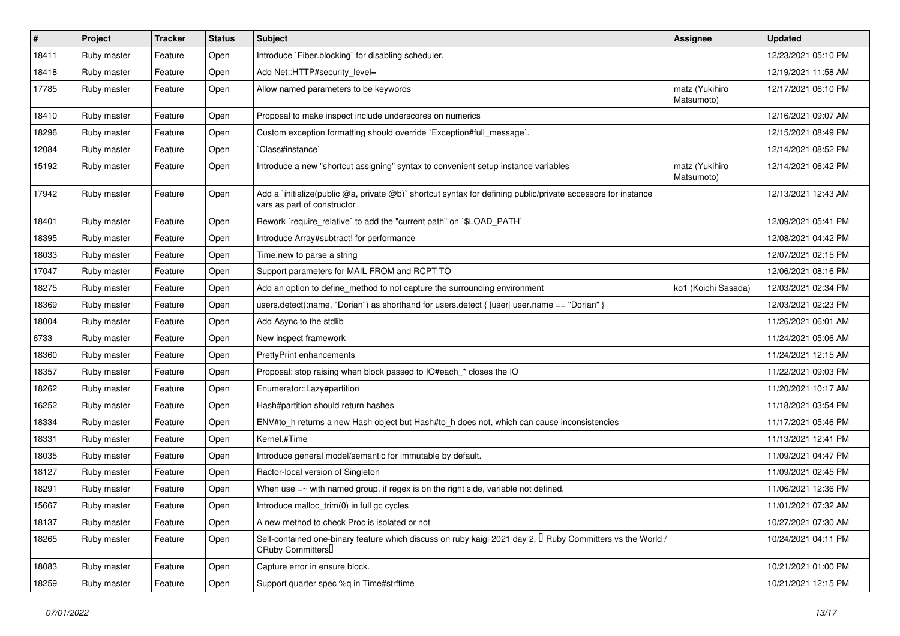| # | Project | Tracker | Status | Subject | Assignee | Updated |
|---|---|---|---|---|---|---|
| 18411 | Ruby master | Feature | Open | Introduce `Fiber.blocking` for disabling scheduler. | | 12/23/2021 05:10 PM |
| 18418 | Ruby master | Feature | Open | Add Net::HTTP#security_level= | | 12/19/2021 11:58 AM |
| 17785 | Ruby master | Feature | Open | Allow named parameters to be keywords | matz (Yukihiro Matsumoto) | 12/17/2021 06:10 PM |
| 18410 | Ruby master | Feature | Open | Proposal to make inspect include underscores on numerics | | 12/16/2021 09:07 AM |
| 18296 | Ruby master | Feature | Open | Custom exception formatting should override `Exception#full_message`. | | 12/15/2021 08:49 PM |
| 12084 | Ruby master | Feature | Open | `Class#instance` | | 12/14/2021 08:52 PM |
| 15192 | Ruby master | Feature | Open | Introduce a new "shortcut assigning" syntax to convenient setup instance variables | matz (Yukihiro Matsumoto) | 12/14/2021 06:42 PM |
| 17942 | Ruby master | Feature | Open | Add a `initialize(public @a, private @b)` shortcut syntax for defining public/private accessors for instance vars as part of constructor | | 12/13/2021 12:43 AM |
| 18401 | Ruby master | Feature | Open | Rework `require_relative` to add the "current path" on `$LOAD_PATH` | | 12/09/2021 05:41 PM |
| 18395 | Ruby master | Feature | Open | Introduce Array#subtract! for performance | | 12/08/2021 04:42 PM |
| 18033 | Ruby master | Feature | Open | Time.new to parse a string | | 12/07/2021 02:15 PM |
| 17047 | Ruby master | Feature | Open | Support parameters for MAIL FROM and RCPT TO | | 12/06/2021 08:16 PM |
| 18275 | Ruby master | Feature | Open | Add an option to define_method to not capture the surrounding environment | ko1 (Koichi Sasada) | 12/03/2021 02:34 PM |
| 18369 | Ruby master | Feature | Open | users.detect(:name, "Dorian") as shorthand for users.detect { \|user\| user.name == "Dorian" } | | 12/03/2021 02:23 PM |
| 18004 | Ruby master | Feature | Open | Add Async to the stdlib | | 11/26/2021 06:01 AM |
| 6733 | Ruby master | Feature | Open | New inspect framework | | 11/24/2021 05:06 AM |
| 18360 | Ruby master | Feature | Open | PrettyPrint enhancements | | 11/24/2021 12:15 AM |
| 18357 | Ruby master | Feature | Open | Proposal: stop raising when block passed to IO#each_* closes the IO | | 11/22/2021 09:03 PM |
| 18262 | Ruby master | Feature | Open | Enumerator::Lazy#partition | | 11/20/2021 10:17 AM |
| 16252 | Ruby master | Feature | Open | Hash#partition should return hashes | | 11/18/2021 03:54 PM |
| 18334 | Ruby master | Feature | Open | ENV#to_h returns a new Hash object but Hash#to_h does not, which can cause inconsistencies | | 11/17/2021 05:46 PM |
| 18331 | Ruby master | Feature | Open | Kernel.#Time | | 11/13/2021 12:41 PM |
| 18035 | Ruby master | Feature | Open | Introduce general model/semantic for immutable by default. | | 11/09/2021 04:47 PM |
| 18127 | Ruby master | Feature | Open | Ractor-local version of Singleton | | 11/09/2021 02:45 PM |
| 18291 | Ruby master | Feature | Open | When use =~ with named group, if regex is on the right side, variable not defined. | | 11/06/2021 12:36 PM |
| 15667 | Ruby master | Feature | Open | Introduce malloc_trim(0) in full gc cycles | | 11/01/2021 07:32 AM |
| 18137 | Ruby master | Feature | Open | A new method to check Proc is isolated or not | | 10/27/2021 07:30 AM |
| 18265 | Ruby master | Feature | Open | Self-contained one-binary feature which discuss on ruby kaigi 2021 day 2, 「Ruby Committers vs the World / CRuby Committers」 | | 10/24/2021 04:11 PM |
| 18083 | Ruby master | Feature | Open | Capture error in ensure block. | | 10/21/2021 01:00 PM |
| 18259 | Ruby master | Feature | Open | Support quarter spec %q in Time#strftime | | 10/21/2021 12:15 PM |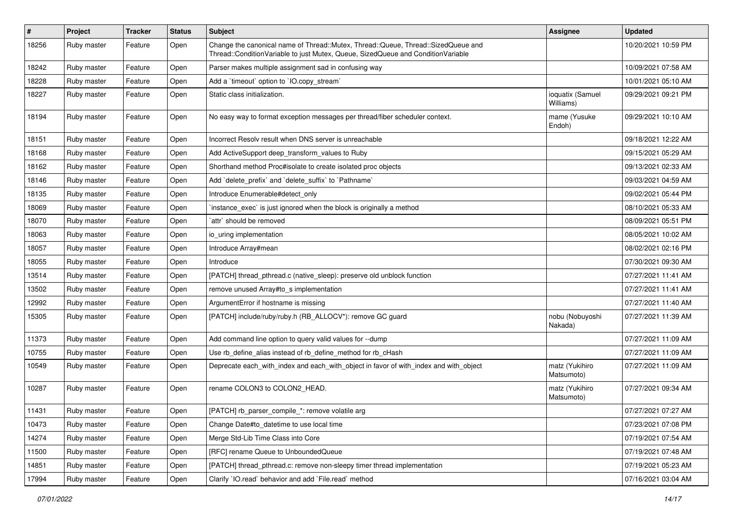| # | Project | Tracker | Status | Subject | Assignee | Updated |
|---|---|---|---|---|---|---|
| 18256 | Ruby master | Feature | Open | Change the canonical name of Thread::Mutex, Thread::Queue, Thread::SizedQueue and Thread::ConditionVariable to just Mutex, Queue, SizedQueue and ConditionVariable | | 10/20/2021 10:59 PM |
| 18242 | Ruby master | Feature | Open | Parser makes multiple assignment sad in confusing way | | 10/09/2021 07:58 AM |
| 18228 | Ruby master | Feature | Open | Add a `timeout` option to `IO.copy_stream` | | 10/01/2021 05:10 AM |
| 18227 | Ruby master | Feature | Open | Static class initialization. | ioquatix (Samuel Williams) | 09/29/2021 09:21 PM |
| 18194 | Ruby master | Feature | Open | No easy way to format exception messages per thread/fiber scheduler context. | mame (Yusuke Endoh) | 09/29/2021 10:10 AM |
| 18151 | Ruby master | Feature | Open | Incorrect Resolv result when DNS server is unreachable | | 09/18/2021 12:22 AM |
| 18168 | Ruby master | Feature | Open | Add ActiveSupport deep_transform_values to Ruby | | 09/15/2021 05:29 AM |
| 18162 | Ruby master | Feature | Open | Shorthand method Proc#isolate to create isolated proc objects | | 09/13/2021 02:33 AM |
| 18146 | Ruby master | Feature | Open | Add `delete_prefix` and `delete_suffix` to `Pathname` | | 09/03/2021 04:59 AM |
| 18135 | Ruby master | Feature | Open | Introduce Enumerable#detect_only | | 09/02/2021 05:44 PM |
| 18069 | Ruby master | Feature | Open | `instance_exec` is just ignored when the block is originally a method | | 08/10/2021 05:33 AM |
| 18070 | Ruby master | Feature | Open | `attr` should be removed | | 08/09/2021 05:51 PM |
| 18063 | Ruby master | Feature | Open | io_uring implementation | | 08/05/2021 10:02 AM |
| 18057 | Ruby master | Feature | Open | Introduce Array#mean | | 08/02/2021 02:16 PM |
| 18055 | Ruby master | Feature | Open | Introduce | | 07/30/2021 09:30 AM |
| 13514 | Ruby master | Feature | Open | [PATCH] thread_pthread.c (native_sleep): preserve old unblock function | | 07/27/2021 11:41 AM |
| 13502 | Ruby master | Feature | Open | remove unused Array#to_s implementation | | 07/27/2021 11:41 AM |
| 12992 | Ruby master | Feature | Open | ArgumentError if hostname is missing | | 07/27/2021 11:40 AM |
| 15305 | Ruby master | Feature | Open | [PATCH] include/ruby/ruby.h (RB_ALLOCV*): remove GC guard | nobu (Nobuyoshi Nakada) | 07/27/2021 11:39 AM |
| 11373 | Ruby master | Feature | Open | Add command line option to query valid values for --dump | | 07/27/2021 11:09 AM |
| 10755 | Ruby master | Feature | Open | Use rb_define_alias instead of rb_define_method for rb_cHash | | 07/27/2021 11:09 AM |
| 10549 | Ruby master | Feature | Open | Deprecate each_with_index and each_with_object in favor of with_index and with_object | matz (Yukihiro Matsumoto) | 07/27/2021 11:09 AM |
| 10287 | Ruby master | Feature | Open | rename COLON3 to COLON2_HEAD. | matz (Yukihiro Matsumoto) | 07/27/2021 09:34 AM |
| 11431 | Ruby master | Feature | Open | [PATCH] rb_parser_compile_*: remove volatile arg | | 07/27/2021 07:27 AM |
| 10473 | Ruby master | Feature | Open | Change Date#to_datetime to use local time | | 07/23/2021 07:08 PM |
| 14274 | Ruby master | Feature | Open | Merge Std-Lib Time Class into Core | | 07/19/2021 07:54 AM |
| 11500 | Ruby master | Feature | Open | [RFC] rename Queue to UnboundedQueue | | 07/19/2021 07:48 AM |
| 14851 | Ruby master | Feature | Open | [PATCH] thread_pthread.c: remove non-sleepy timer thread implementation | | 07/19/2021 05:23 AM |
| 17994 | Ruby master | Feature | Open | Clarify `IO.read` behavior and add `File.read` method | | 07/16/2021 03:04 AM |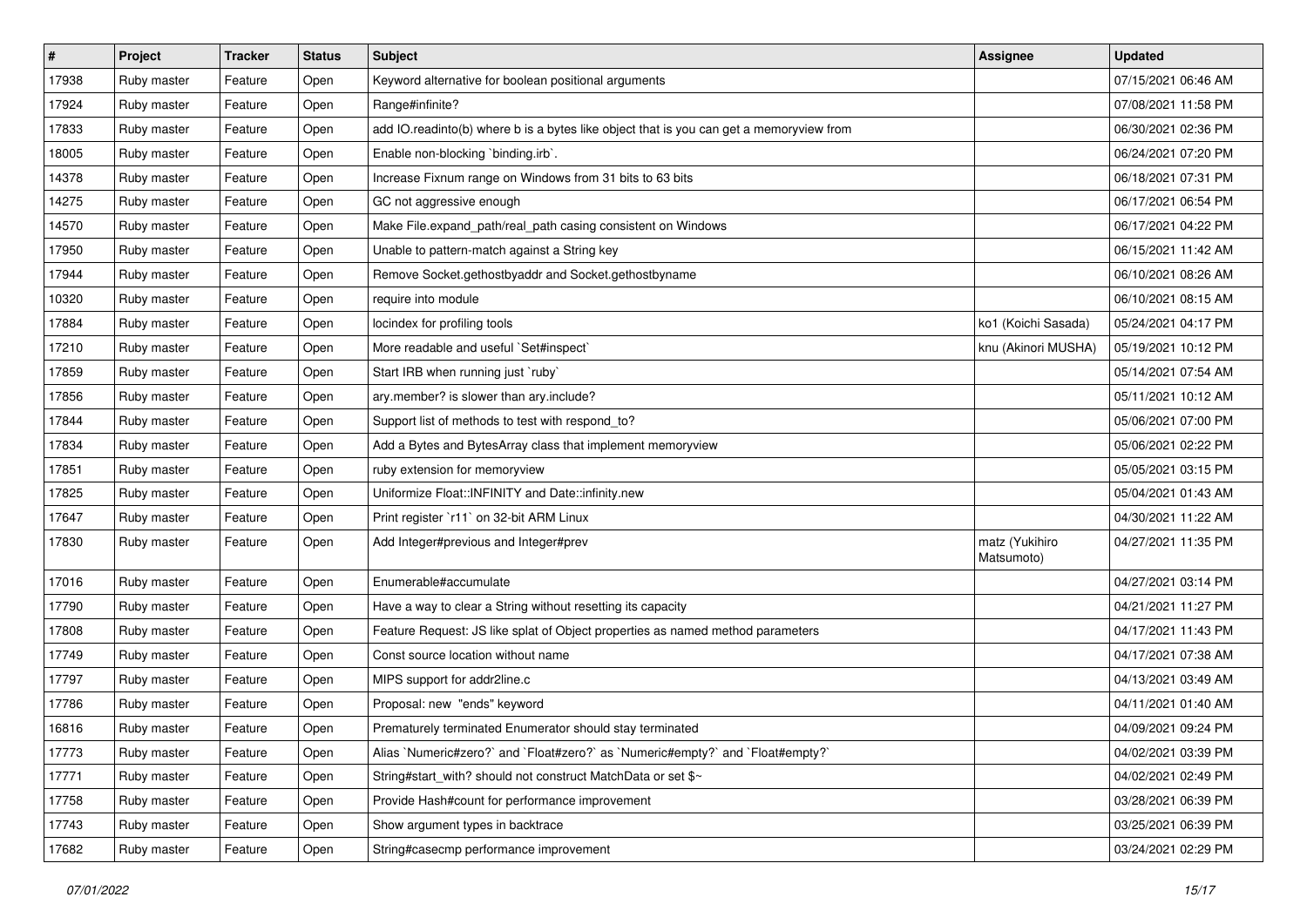| # | Project | Tracker | Status | Subject | Assignee | Updated |
|---|---|---|---|---|---|---|
| 17938 | Ruby master | Feature | Open | Keyword alternative for boolean positional arguments | | 07/15/2021 06:46 AM |
| 17924 | Ruby master | Feature | Open | Range#infinite? | | 07/08/2021 11:58 PM |
| 17833 | Ruby master | Feature | Open | add IO.readinto(b) where b is a bytes like object that is you can get a memoryview from | | 06/30/2021 02:36 PM |
| 18005 | Ruby master | Feature | Open | Enable non-blocking `binding.irb`. | | 06/24/2021 07:20 PM |
| 14378 | Ruby master | Feature | Open | Increase Fixnum range on Windows from 31 bits to 63 bits | | 06/18/2021 07:31 PM |
| 14275 | Ruby master | Feature | Open | GC not aggressive enough | | 06/17/2021 06:54 PM |
| 14570 | Ruby master | Feature | Open | Make File.expand_path/real_path casing consistent on Windows | | 06/17/2021 04:22 PM |
| 17950 | Ruby master | Feature | Open | Unable to pattern-match against a String key | | 06/15/2021 11:42 AM |
| 17944 | Ruby master | Feature | Open | Remove Socket.gethostbyaddr and Socket.gethostbyname | | 06/10/2021 08:26 AM |
| 10320 | Ruby master | Feature | Open | require into module | | 06/10/2021 08:15 AM |
| 17884 | Ruby master | Feature | Open | locindex for profiling tools | ko1 (Koichi Sasada) | 05/24/2021 04:17 PM |
| 17210 | Ruby master | Feature | Open | More readable and useful `Set#inspect` | knu (Akinori MUSHA) | 05/19/2021 10:12 PM |
| 17859 | Ruby master | Feature | Open | Start IRB when running just `ruby` | | 05/14/2021 07:54 AM |
| 17856 | Ruby master | Feature | Open | ary.member? is slower than ary.include? | | 05/11/2021 10:12 AM |
| 17844 | Ruby master | Feature | Open | Support list of methods to test with respond_to? | | 05/06/2021 07:00 PM |
| 17834 | Ruby master | Feature | Open | Add a Bytes and BytesArray class that implement memoryview | | 05/06/2021 02:22 PM |
| 17851 | Ruby master | Feature | Open | ruby extension for memoryview | | 05/05/2021 03:15 PM |
| 17825 | Ruby master | Feature | Open | Uniformize Float::INFINITY and Date::infinity.new | | 05/04/2021 01:43 AM |
| 17647 | Ruby master | Feature | Open | Print register `r11` on 32-bit ARM Linux | | 04/30/2021 11:22 AM |
| 17830 | Ruby master | Feature | Open | Add Integer#previous and Integer#prev | matz (Yukihiro Matsumoto) | 04/27/2021 11:35 PM |
| 17016 | Ruby master | Feature | Open | Enumerable#accumulate | | 04/27/2021 03:14 PM |
| 17790 | Ruby master | Feature | Open | Have a way to clear a String without resetting its capacity | | 04/21/2021 11:27 PM |
| 17808 | Ruby master | Feature | Open | Feature Request: JS like splat of Object properties as named method parameters | | 04/17/2021 11:43 PM |
| 17749 | Ruby master | Feature | Open | Const source location without name | | 04/17/2021 07:38 AM |
| 17797 | Ruby master | Feature | Open | MIPS support for addr2line.c | | 04/13/2021 03:49 AM |
| 17786 | Ruby master | Feature | Open | Proposal: new "ends" keyword | | 04/11/2021 01:40 AM |
| 16816 | Ruby master | Feature | Open | Prematurely terminated Enumerator should stay terminated | | 04/09/2021 09:24 PM |
| 17773 | Ruby master | Feature | Open | Alias `Numeric#zero?` and `Float#zero?` as `Numeric#empty?` and `Float#empty?` | | 04/02/2021 03:39 PM |
| 17771 | Ruby master | Feature | Open | String#start_with? should not construct MatchData or set $~ | | 04/02/2021 02:49 PM |
| 17758 | Ruby master | Feature | Open | Provide Hash#count for performance improvement | | 03/28/2021 06:39 PM |
| 17743 | Ruby master | Feature | Open | Show argument types in backtrace | | 03/25/2021 06:39 PM |
| 17682 | Ruby master | Feature | Open | String#casecmp performance improvement | | 03/24/2021 02:29 PM |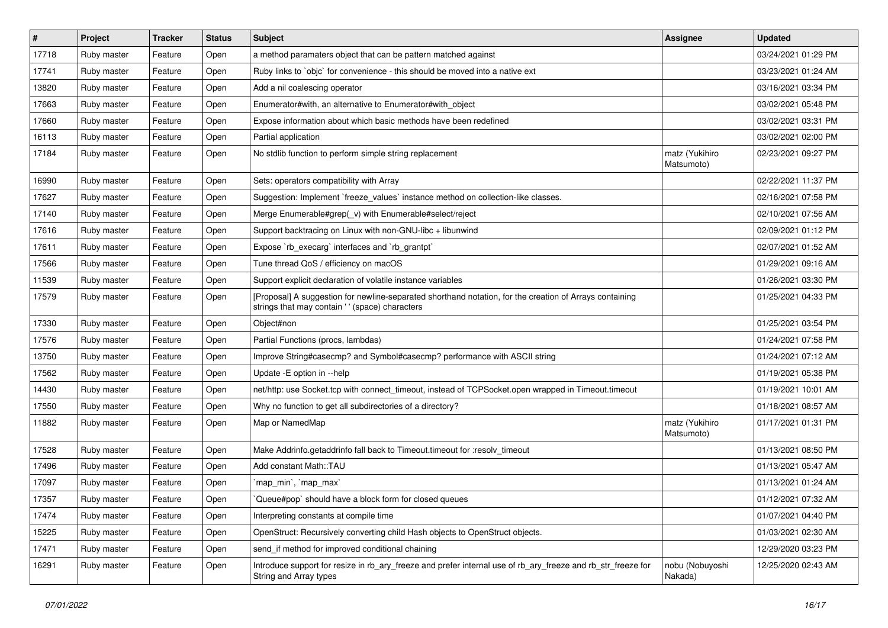| # | Project | Tracker | Status | Subject | Assignee | Updated |
|---|---|---|---|---|---|---|
| 17718 | Ruby master | Feature | Open | a method paramaters object that can be pattern matched against | | 03/24/2021 01:29 PM |
| 17741 | Ruby master | Feature | Open | Ruby links to `objc` for convenience - this should be moved into a native ext | | 03/23/2021 01:24 AM |
| 13820 | Ruby master | Feature | Open | Add a nil coalescing operator | | 03/16/2021 03:34 PM |
| 17663 | Ruby master | Feature | Open | Enumerator#with, an alternative to Enumerator#with_object | | 03/02/2021 05:48 PM |
| 17660 | Ruby master | Feature | Open | Expose information about which basic methods have been redefined | | 03/02/2021 03:31 PM |
| 16113 | Ruby master | Feature | Open | Partial application | | 03/02/2021 02:00 PM |
| 17184 | Ruby master | Feature | Open | No stdlib function to perform simple string replacement | matz (Yukihiro Matsumoto) | 02/23/2021 09:27 PM |
| 16990 | Ruby master | Feature | Open | Sets: operators compatibility with Array | | 02/22/2021 11:37 PM |
| 17627 | Ruby master | Feature | Open | Suggestion: Implement `freeze_values` instance method on collection-like classes. | | 02/16/2021 07:58 PM |
| 17140 | Ruby master | Feature | Open | Merge Enumerable#grep(_v) with Enumerable#select/reject | | 02/10/2021 07:56 AM |
| 17616 | Ruby master | Feature | Open | Support backtracing on Linux with non-GNU-libc + libunwind | | 02/09/2021 01:12 PM |
| 17611 | Ruby master | Feature | Open | Expose `rb_execarg` interfaces and `rb_grantpt` | | 02/07/2021 01:52 AM |
| 17566 | Ruby master | Feature | Open | Tune thread QoS / efficiency on macOS | | 01/29/2021 09:16 AM |
| 11539 | Ruby master | Feature | Open | Support explicit declaration of volatile instance variables | | 01/26/2021 03:30 PM |
| 17579 | Ruby master | Feature | Open | [Proposal] A suggestion for newline-separated shorthand notation, for the creation of Arrays containing strings that may contain ' ' (space) characters | | 01/25/2021 04:33 PM |
| 17330 | Ruby master | Feature | Open | Object#non | | 01/25/2021 03:54 PM |
| 17576 | Ruby master | Feature | Open | Partial Functions (procs, lambdas) | | 01/24/2021 07:58 PM |
| 13750 | Ruby master | Feature | Open | Improve String#casecmp? and Symbol#casecmp? performance with ASCII string | | 01/24/2021 07:12 AM |
| 17562 | Ruby master | Feature | Open | Update -E option in --help | | 01/19/2021 05:38 PM |
| 14430 | Ruby master | Feature | Open | net/http: use Socket.tcp with connect_timeout, instead of TCPSocket.open wrapped in Timeout.timeout | | 01/19/2021 10:01 AM |
| 17550 | Ruby master | Feature | Open | Why no function to get all subdirectories of a directory? | | 01/18/2021 08:57 AM |
| 11882 | Ruby master | Feature | Open | Map or NamedMap | matz (Yukihiro Matsumoto) | 01/17/2021 01:31 PM |
| 17528 | Ruby master | Feature | Open | Make Addrinfo.getaddrinfo fall back to Timeout.timeout for :resolv_timeout | | 01/13/2021 08:50 PM |
| 17496 | Ruby master | Feature | Open | Add constant Math::TAU | | 01/13/2021 05:47 AM |
| 17097 | Ruby master | Feature | Open | `map_min`, `map_max` | | 01/13/2021 01:24 AM |
| 17357 | Ruby master | Feature | Open | `Queue#pop` should have a block form for closed queues | | 01/12/2021 07:32 AM |
| 17474 | Ruby master | Feature | Open | Interpreting constants at compile time | | 01/07/2021 04:40 PM |
| 15225 | Ruby master | Feature | Open | OpenStruct: Recursively converting child Hash objects to OpenStruct objects. | | 01/03/2021 02:30 AM |
| 17471 | Ruby master | Feature | Open | send_if method for improved conditional chaining | | 12/29/2020 03:23 PM |
| 16291 | Ruby master | Feature | Open | Introduce support for resize in rb_ary_freeze and prefer internal use of rb_ary_freeze and rb_str_freeze for String and Array types | nobu (Nobuyoshi Nakada) | 12/25/2020 02:43 AM |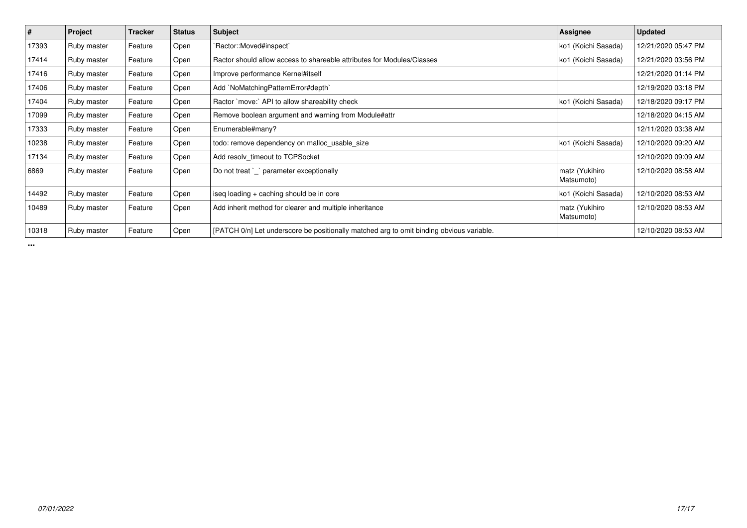| # | Project | Tracker | Status | Subject | Assignee | Updated |
| --- | --- | --- | --- | --- | --- | --- |
| 17393 | Ruby master | Feature | Open | `Ractor::Moved#inspect` | ko1 (Koichi Sasada) | 12/21/2020 05:47 PM |
| 17414 | Ruby master | Feature | Open | Ractor should allow access to shareable attributes for Modules/Classes | ko1 (Koichi Sasada) | 12/21/2020 03:56 PM |
| 17416 | Ruby master | Feature | Open | Improve performance Kernel#itself | | 12/21/2020 01:14 PM |
| 17406 | Ruby master | Feature | Open | Add `NoMatchingPatternError#depth` | | 12/19/2020 03:18 PM |
| 17404 | Ruby master | Feature | Open | Ractor `move:` API to allow shareability check | ko1 (Koichi Sasada) | 12/18/2020 09:17 PM |
| 17099 | Ruby master | Feature | Open | Remove boolean argument and warning from Module#attr | | 12/18/2020 04:15 AM |
| 17333 | Ruby master | Feature | Open | Enumerable#many? | | 12/11/2020 03:38 AM |
| 10238 | Ruby master | Feature | Open | todo: remove dependency on malloc_usable_size | ko1 (Koichi Sasada) | 12/10/2020 09:20 AM |
| 17134 | Ruby master | Feature | Open | Add resolv_timeout to TCPSocket | | 12/10/2020 09:09 AM |
| 6869 | Ruby master | Feature | Open | Do not treat `_` parameter exceptionally | matz (Yukihiro Matsumoto) | 12/10/2020 08:58 AM |
| 14492 | Ruby master | Feature | Open | iseq loading + caching should be in core | ko1 (Koichi Sasada) | 12/10/2020 08:53 AM |
| 10489 | Ruby master | Feature | Open | Add inherit method for clearer and multiple inheritance | matz (Yukihiro Matsumoto) | 12/10/2020 08:53 AM |
| 10318 | Ruby master | Feature | Open | [PATCH 0/n] Let underscore be positionally matched arg to omit binding obvious variable. | | 12/10/2020 08:53 AM |

...